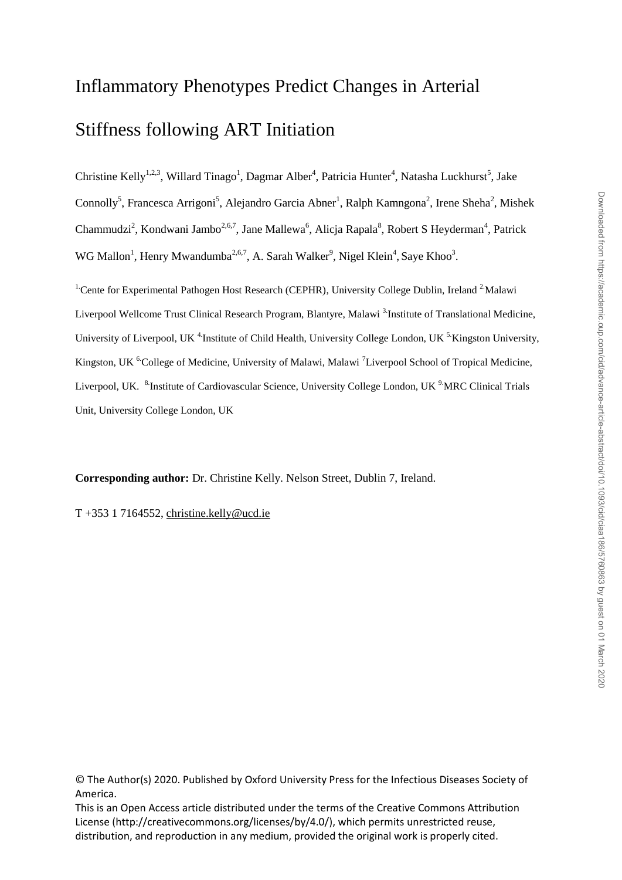# Inflammatory Phenotypes Predict Changes in Arterial Stiffness following ART Initiation

Christine Kelly[1,2,3], Willard Tinago[1], Dagmar Alber[4], Patricia Hunter[4], Natasha Luckhurst[5], Jake Connolly[5], Francesca Arrigoni[5], Alejandro Garcia Abner[1], Ralph Kamngona[2], Irene Sheha[2], Mishek Chammudzi[2], Kondwani Jambo[2,6,7], Jane Mallewa[6], Alicja Rapala[8], Robert S Heyderman[4], Patrick WG Mallon[1], Henry Mwandumba[2,6,7], A. Sarah Walker[9], Nigel Klein[4], Saye Khoo[3].

[1.] Cente for Experimental Pathogen Host Research (CEPHR), University College Dublin, Ireland [2.] Malawi Liverpool Wellcome Trust Clinical Research Program, Blantyre, Malawi [3.] Institute of Translational Medicine, University of Liverpool, UK [4.] Institute of Child Health, University College London, UK [5.] Kingston University, Kingston, UK [6.] College of Medicine, University of Malawi, Malawi [7] Liverpool School of Tropical Medicine, Liverpool, UK. [8.] Institute of Cardiovascular Science, University College London, UK [9.] MRC Clinical Trials Unit, University College London, UK

**Corresponding author:** Dr. Christine Kelly. Nelson Street, Dublin 7, Ireland.

T +353 1 7164552, christine.kelly@ucd.ie

© The Author(s) 2020. Published by Oxford University Press for the Infectious Diseases Society of America.
This is an Open Access article distributed under the terms of the Creative Commons Attribution License (http://creativecommons.org/licenses/by/4.0/), which permits unrestricted reuse, distribution, and reproduction in any medium, provided the original work is properly cited.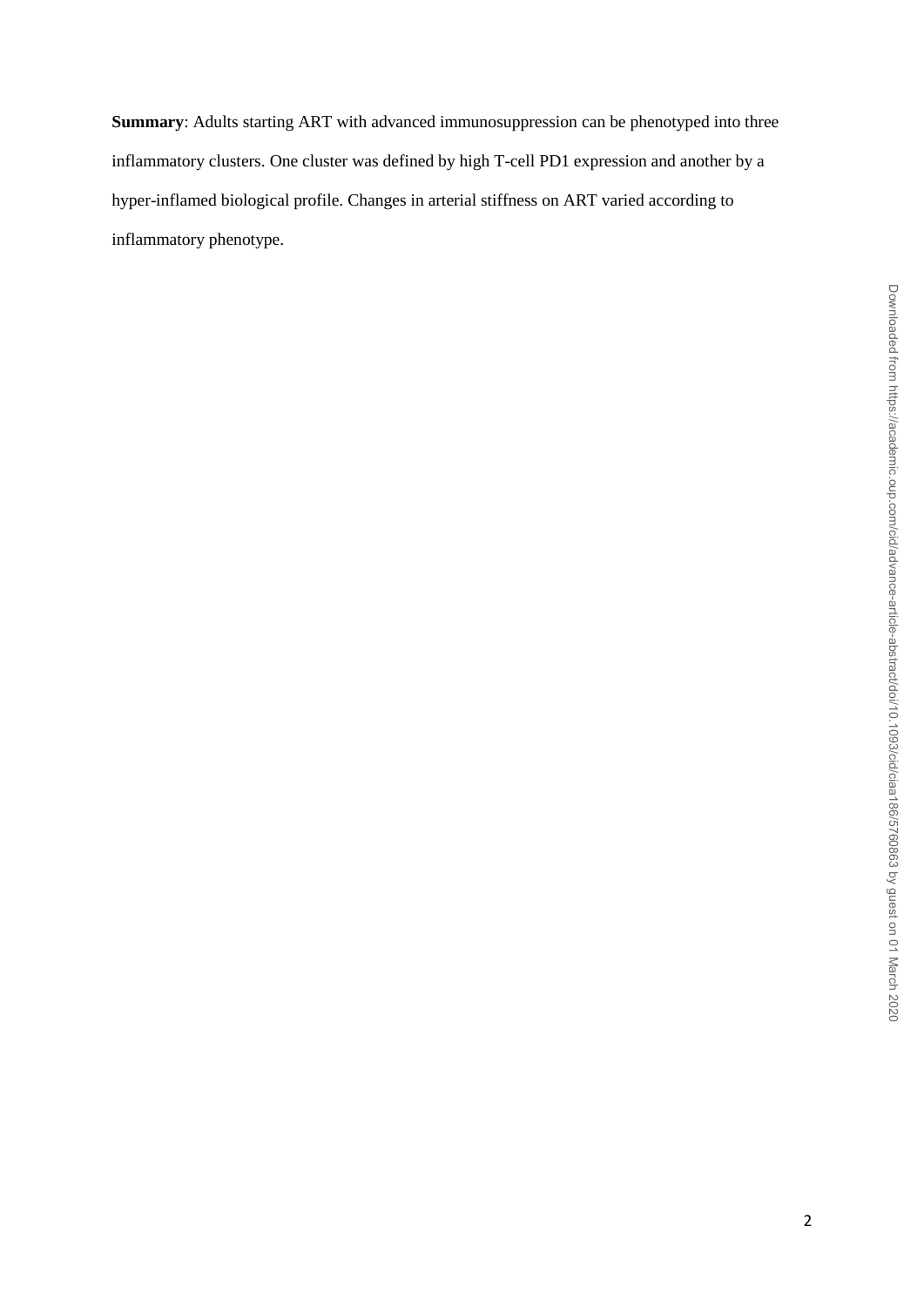**Summary**: Adults starting ART with advanced immunosuppression can be phenotyped into three inflammatory clusters. One cluster was defined by high T-cell PD1 expression and another by a hyper-inflamed biological profile. Changes in arterial stiffness on ART varied according to inflammatory phenotype.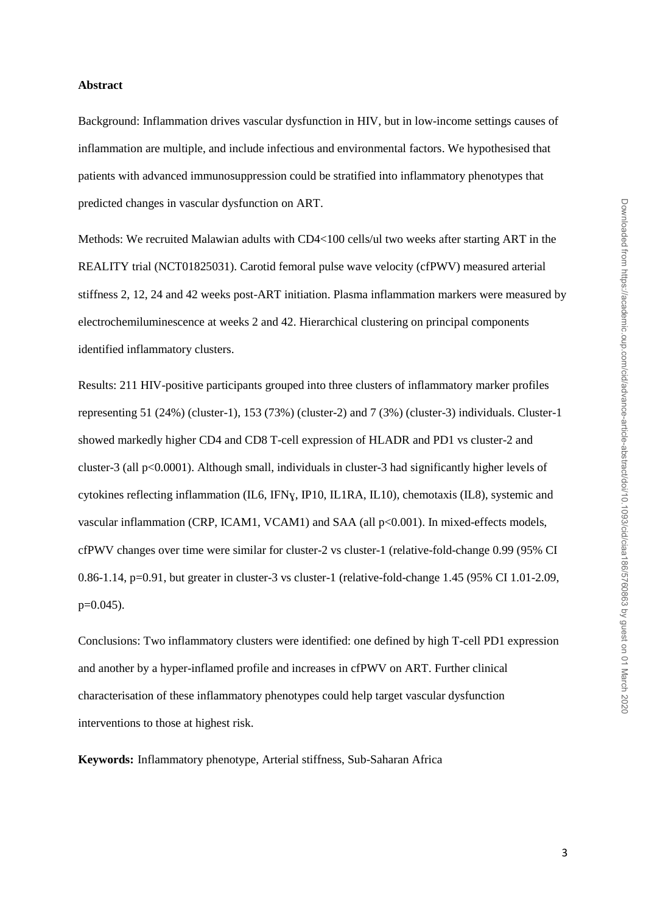**Abstract**

Background: Inflammation drives vascular dysfunction in HIV, but in low-income settings causes of inflammation are multiple, and include infectious and environmental factors. We hypothesised that patients with advanced immunosuppression could be stratified into inflammatory phenotypes that predicted changes in vascular dysfunction on ART.

Methods: We recruited Malawian adults with CD4<100 cells/ul two weeks after starting ART in the REALITY trial (NCT01825031). Carotid femoral pulse wave velocity (cfPWV) measured arterial stiffness 2, 12, 24 and 42 weeks post-ART initiation. Plasma inflammation markers were measured by electrochemiluminescence at weeks 2 and 42. Hierarchical clustering on principal components identified inflammatory clusters.

Results: 211 HIV-positive participants grouped into three clusters of inflammatory marker profiles representing 51 (24%) (cluster-1), 153 (73%) (cluster-2) and 7 (3%) (cluster-3) individuals. Cluster-1 showed markedly higher CD4 and CD8 T-cell expression of HLADR and PD1 vs cluster-2 and cluster-3 (all p<0.0001). Although small, individuals in cluster-3 had significantly higher levels of cytokines reflecting inflammation (IL6, IFNɣ, IP10, IL1RA, IL10), chemotaxis (IL8), systemic and vascular inflammation (CRP, ICAM1, VCAM1) and SAA (all p<0.001). In mixed-effects models, cfPWV changes over time were similar for cluster-2 vs cluster-1 (relative-fold-change 0.99 (95% CI 0.86-1.14, p=0.91, but greater in cluster-3 vs cluster-1 (relative-fold-change 1.45 (95% CI 1.01-2.09, p=0.045).

Conclusions: Two inflammatory clusters were identified: one defined by high T-cell PD1 expression and another by a hyper-inflamed profile and increases in cfPWV on ART. Further clinical characterisation of these inflammatory phenotypes could help target vascular dysfunction interventions to those at highest risk.

**Keywords:** Inflammatory phenotype, Arterial stiffness, Sub-Saharan Africa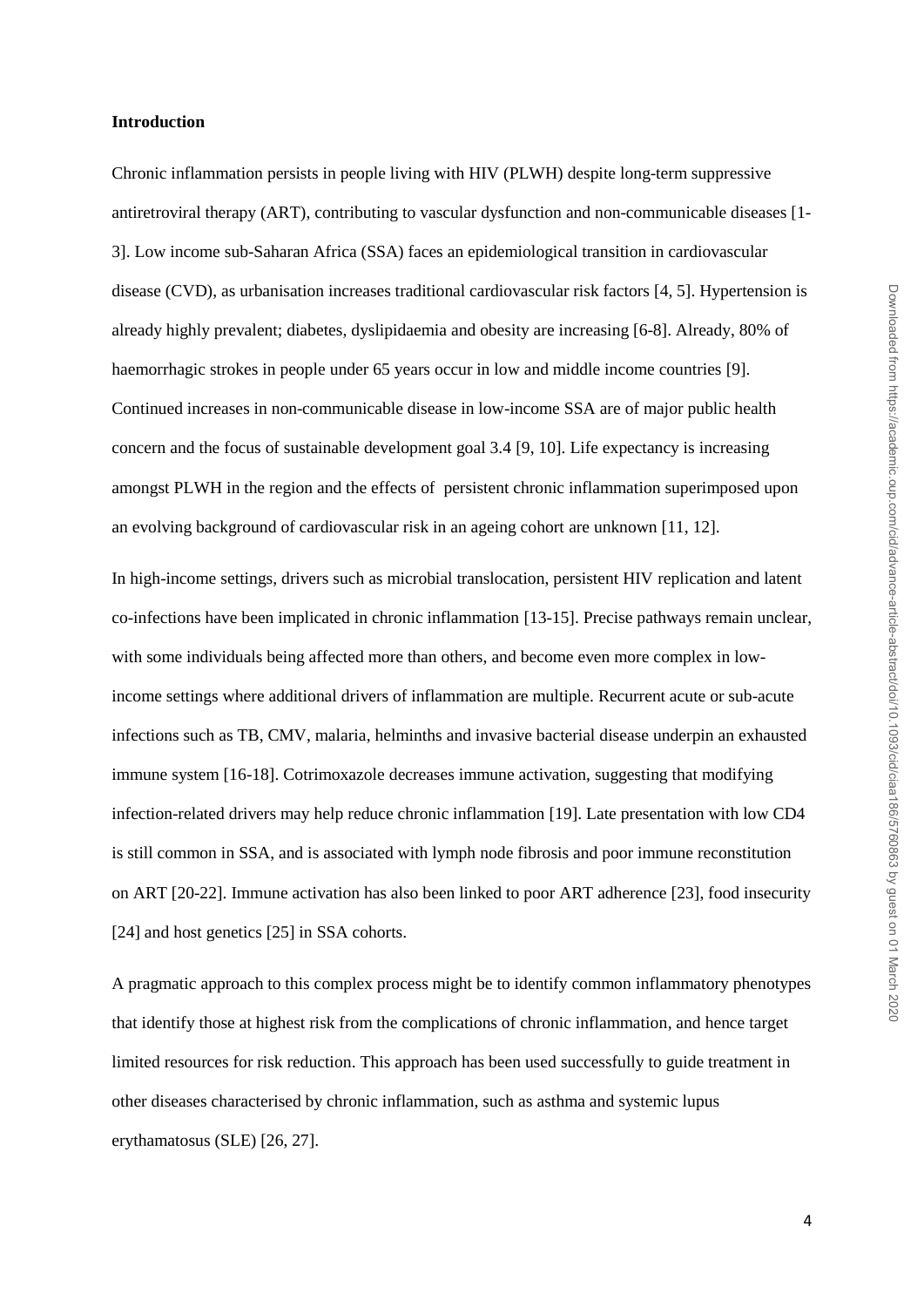## Introduction

Chronic inflammation persists in people living with HIV (PLWH) despite long-term suppressive antiretroviral therapy (ART), contributing to vascular dysfunction and non-communicable diseases [1-3]. Low income sub-Saharan Africa (SSA) faces an epidemiological transition in cardiovascular disease (CVD), as urbanisation increases traditional cardiovascular risk factors [4, 5]. Hypertension is already highly prevalent; diabetes, dyslipidaemia and obesity are increasing [6-8]. Already, 80% of haemorrhagic strokes in people under 65 years occur in low and middle income countries [9]. Continued increases in non-communicable disease in low-income SSA are of major public health concern and the focus of sustainable development goal 3.4 [9, 10]. Life expectancy is increasing amongst PLWH in the region and the effects of persistent chronic inflammation superimposed upon an evolving background of cardiovascular risk in an ageing cohort are unknown [11, 12].

In high-income settings, drivers such as microbial translocation, persistent HIV replication and latent co-infections have been implicated in chronic inflammation [13-15]. Precise pathways remain unclear, with some individuals being affected more than others, and become even more complex in low-income settings where additional drivers of inflammation are multiple. Recurrent acute or sub-acute infections such as TB, CMV, malaria, helminths and invasive bacterial disease underpin an exhausted immune system [16-18]. Cotrimoxazole decreases immune activation, suggesting that modifying infection-related drivers may help reduce chronic inflammation [19]. Late presentation with low CD4 is still common in SSA, and is associated with lymph node fibrosis and poor immune reconstitution on ART [20-22]. Immune activation has also been linked to poor ART adherence [23], food insecurity [24] and host genetics [25] in SSA cohorts.

A pragmatic approach to this complex process might be to identify common inflammatory phenotypes that identify those at highest risk from the complications of chronic inflammation, and hence target limited resources for risk reduction. This approach has been used successfully to guide treatment in other diseases characterised by chronic inflammation, such as asthma and systemic lupus erythamatosus (SLE) [26, 27].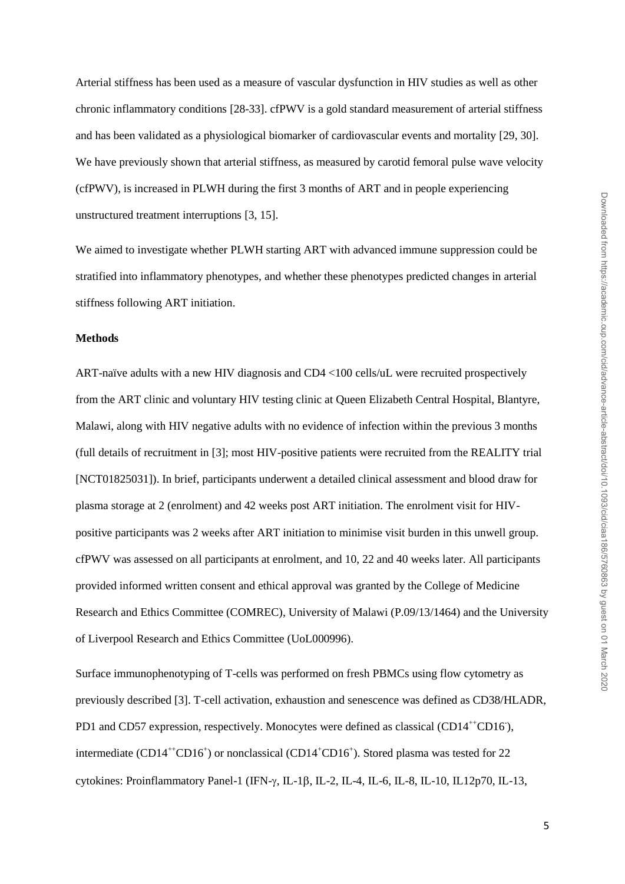Arterial stiffness has been used as a measure of vascular dysfunction in HIV studies as well as other chronic inflammatory conditions [28-33]. cfPWV is a gold standard measurement of arterial stiffness and has been validated as a physiological biomarker of cardiovascular events and mortality [29, 30]. We have previously shown that arterial stiffness, as measured by carotid femoral pulse wave velocity (cfPWV), is increased in PLWH during the first 3 months of ART and in people experiencing unstructured treatment interruptions [3, 15].

We aimed to investigate whether PLWH starting ART with advanced immune suppression could be stratified into inflammatory phenotypes, and whether these phenotypes predicted changes in arterial stiffness following ART initiation.

**Methods**

ART-naïve adults with a new HIV diagnosis and CD4 <100 cells/uL were recruited prospectively from the ART clinic and voluntary HIV testing clinic at Queen Elizabeth Central Hospital, Blantyre, Malawi, along with HIV negative adults with no evidence of infection within the previous 3 months (full details of recruitment in [3]; most HIV-positive patients were recruited from the REALITY trial [NCT01825031]). In brief, participants underwent a detailed clinical assessment and blood draw for plasma storage at 2 (enrolment) and 42 weeks post ART initiation. The enrolment visit for HIV-positive participants was 2 weeks after ART initiation to minimise visit burden in this unwell group. cfPWV was assessed on all participants at enrolment, and 10, 22 and 40 weeks later. All participants provided informed written consent and ethical approval was granted by the College of Medicine Research and Ethics Committee (COMREC), University of Malawi (P.09/13/1464) and the University of Liverpool Research and Ethics Committee (UoL000996).

Surface immunophenotyping of T-cells was performed on fresh PBMCs using flow cytometry as previously described [3]. T-cell activation, exhaustion and senescence was defined as CD38/HLADR, PD1 and CD57 expression, respectively. Monocytes were defined as classical ($CD14^{++}CD16^{-}$), intermediate ($CD14^{++}CD16^{+}$) or nonclassical ($CD14^{+}CD16^{+}$). Stored plasma was tested for 22 cytokines: Proinflammatory Panel-1 (IFN-$\gamma$, IL-1$\beta$, IL-2, IL-4, IL-6, IL-8, IL-10, IL12p70, IL-13,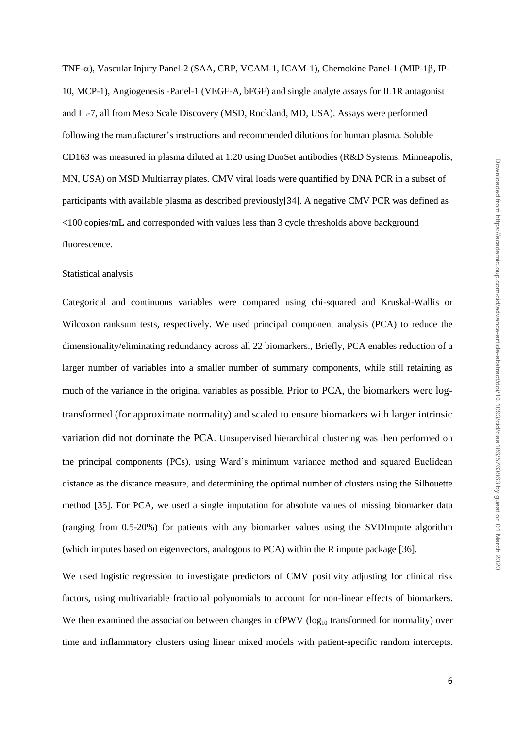TNF-$\alpha$), Vascular Injury Panel-2 (SAA, CRP, VCAM-1, ICAM-1), Chemokine Panel-1 (MIP-1$\beta$, IP-10, MCP-1), Angiogenesis -Panel-1 (VEGF-A, bFGF) and single analyte assays for IL1R antagonist and IL-7, all from Meso Scale Discovery (MSD, Rockland, MD, USA). Assays were performed following the manufacturer's instructions and recommended dilutions for human plasma. Soluble CD163 was measured in plasma diluted at 1:20 using DuoSet antibodies (R&D Systems, Minneapolis, MN, USA) on MSD Multiarray plates. CMV viral loads were quantified by DNA PCR in a subset of participants with available plasma as described previously[34]. A negative CMV PCR was defined as <100 copies/mL and corresponded with values less than 3 cycle thresholds above background fluorescence.

Statistical analysis

Categorical and continuous variables were compared using chi-squared and Kruskal-Wallis or Wilcoxon ranksum tests, respectively. We used principal component analysis (PCA) to reduce the dimensionality/eliminating redundancy across all 22 biomarkers., Briefly, PCA enables reduction of a larger number of variables into a smaller number of summary components, while still retaining as much of the variance in the original variables as possible. Prior to PCA, the biomarkers were log-transformed (for approximate normality) and scaled to ensure biomarkers with larger intrinsic variation did not dominate the PCA. Unsupervised hierarchical clustering was then performed on the principal components (PCs), using Ward's minimum variance method and squared Euclidean distance as the distance measure, and determining the optimal number of clusters using the Silhouette method [35]. For PCA, we used a single imputation for absolute values of missing biomarker data (ranging from 0.5-20%) for patients with any biomarker values using the SVDImpute algorithm (which imputes based on eigenvectors, analogous to PCA) within the R impute package [36].

We used logistic regression to investigate predictors of CMV positivity adjusting for clinical risk factors, using multivariable fractional polynomials to account for non-linear effects of biomarkers. We then examined the association between changes in cfPWV ($\log_{10}$ transformed for normality) over time and inflammatory clusters using linear mixed models with patient-specific random intercepts.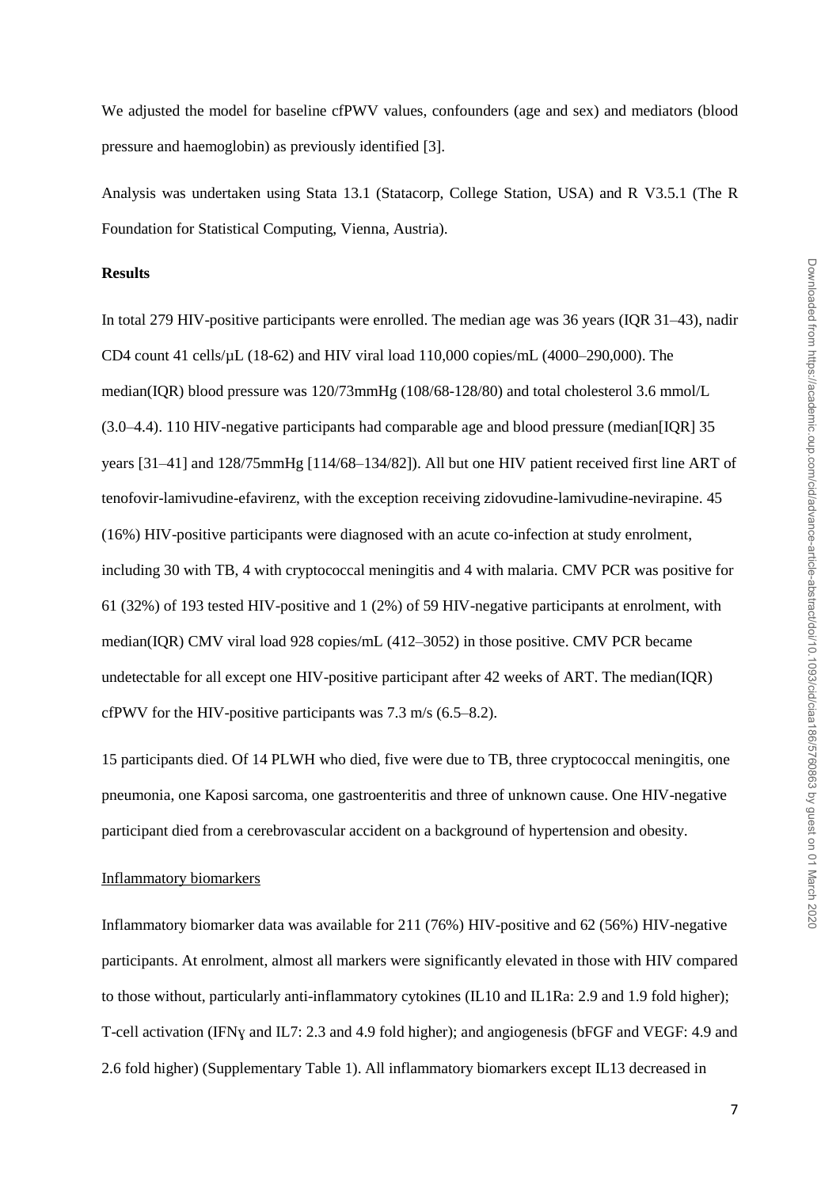We adjusted the model for baseline cfPWV values, confounders (age and sex) and mediators (blood pressure and haemoglobin) as previously identified [3].

Analysis was undertaken using Stata 13.1 (Statacorp, College Station, USA) and R V3.5.1 (The R Foundation for Statistical Computing, Vienna, Austria).

## Results

In total 279 HIV-positive participants were enrolled. The median age was 36 years (IQR 31–43), nadir CD4 count 41 cells/µL (18-62) and HIV viral load 110,000 copies/mL (4000–290,000). The median(IQR) blood pressure was 120/73mmHg (108/68-128/80) and total cholesterol 3.6 mmol/L (3.0–4.4). 110 HIV-negative participants had comparable age and blood pressure (median[IQR] 35 years [31–41] and 128/75mmHg [114/68–134/82]). All but one HIV patient received first line ART of tenofovir-lamivudine-efavirenz, with the exception receiving zidovudine-lamivudine-nevirapine. 45 (16%) HIV-positive participants were diagnosed with an acute co-infection at study enrolment, including 30 with TB, 4 with cryptococcal meningitis and 4 with malaria. CMV PCR was positive for 61 (32%) of 193 tested HIV-positive and 1 (2%) of 59 HIV-negative participants at enrolment, with median(IQR) CMV viral load 928 copies/mL (412–3052) in those positive. CMV PCR became undetectable for all except one HIV-positive participant after 42 weeks of ART. The median(IQR) cfPWV for the HIV-positive participants was 7.3 m/s (6.5–8.2).

15 participants died. Of 14 PLWH who died, five were due to TB, three cryptococcal meningitis, one pneumonia, one Kaposi sarcoma, one gastroenteritis and three of unknown cause. One HIV-negative participant died from a cerebrovascular accident on a background of hypertension and obesity.

### Inflammatory biomarkers

Inflammatory biomarker data was available for 211 (76%) HIV-positive and 62 (56%) HIV-negative participants. At enrolment, almost all markers were significantly elevated in those with HIV compared to those without, particularly anti-inflammatory cytokines (IL10 and IL1Ra: 2.9 and 1.9 fold higher); T-cell activation (IFNɣ and IL7: 2.3 and 4.9 fold higher); and angiogenesis (bFGF and VEGF: 4.9 and 2.6 fold higher) (Supplementary Table 1). All inflammatory biomarkers except IL13 decreased in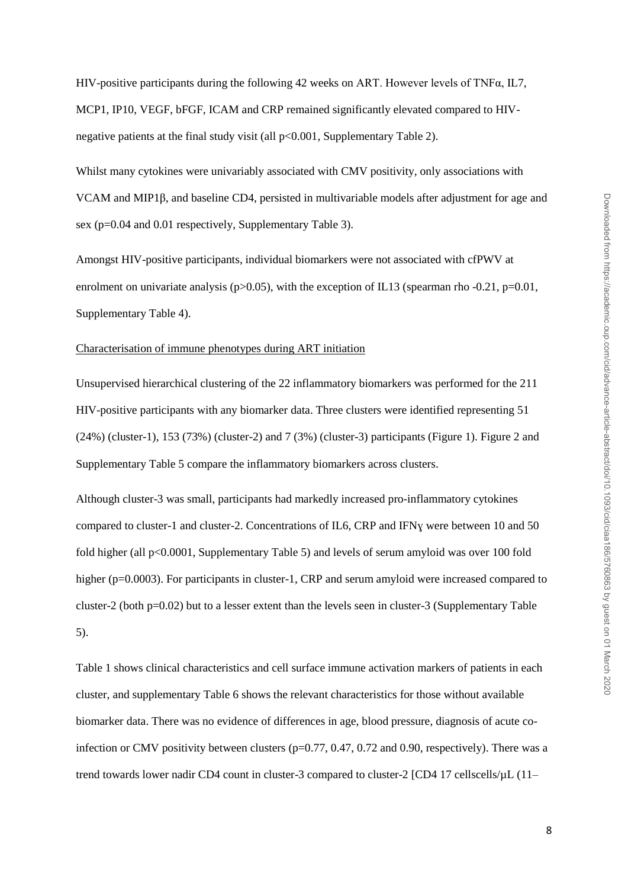HIV-positive participants during the following 42 weeks on ART. However levels of TNFα, IL7, MCP1, IP10, VEGF, bFGF, ICAM and CRP remained significantly elevated compared to HIV-negative patients at the final study visit (all $p<0.001$, Supplementary Table 2).

Whilst many cytokines were univariably associated with CMV positivity, only associations with VCAM and MIP1β, and baseline CD4, persisted in multivariable models after adjustment for age and sex (p=0.04 and 0.01 respectively, Supplementary Table 3).

Amongst HIV-positive participants, individual biomarkers were not associated with cfPWV at enrolment on univariate analysis ($p>0.05$), with the exception of IL13 (spearman rho -0.21, p=0.01, Supplementary Table 4).

## Characterisation of immune phenotypes during ART initiation

Unsupervised hierarchical clustering of the 22 inflammatory biomarkers was performed for the 211 HIV-positive participants with any biomarker data. Three clusters were identified representing 51 (24%) (cluster-1), 153 (73%) (cluster-2) and 7 (3%) (cluster-3) participants (Figure 1). Figure 2 and Supplementary Table 5 compare the inflammatory biomarkers across clusters.

Although cluster-3 was small, participants had markedly increased pro-inflammatory cytokines compared to cluster-1 and cluster-2. Concentrations of IL6, CRP and IFNɣ were between 10 and 50 fold higher (all $p<0.0001$, Supplementary Table 5) and levels of serum amyloid was over 100 fold higher (p=0.0003). For participants in cluster-1, CRP and serum amyloid were increased compared to cluster-2 (both p=0.02) but to a lesser extent than the levels seen in cluster-3 (Supplementary Table 5).

Table 1 shows clinical characteristics and cell surface immune activation markers of patients in each cluster, and supplementary Table 6 shows the relevant characteristics for those without available biomarker data. There was no evidence of differences in age, blood pressure, diagnosis of acute co-infection or CMV positivity between clusters (p=0.77, 0.47, 0.72 and 0.90, respectively). There was a trend towards lower nadir CD4 count in cluster-3 compared to cluster-2 [CD4 17 cellscells/µL (11–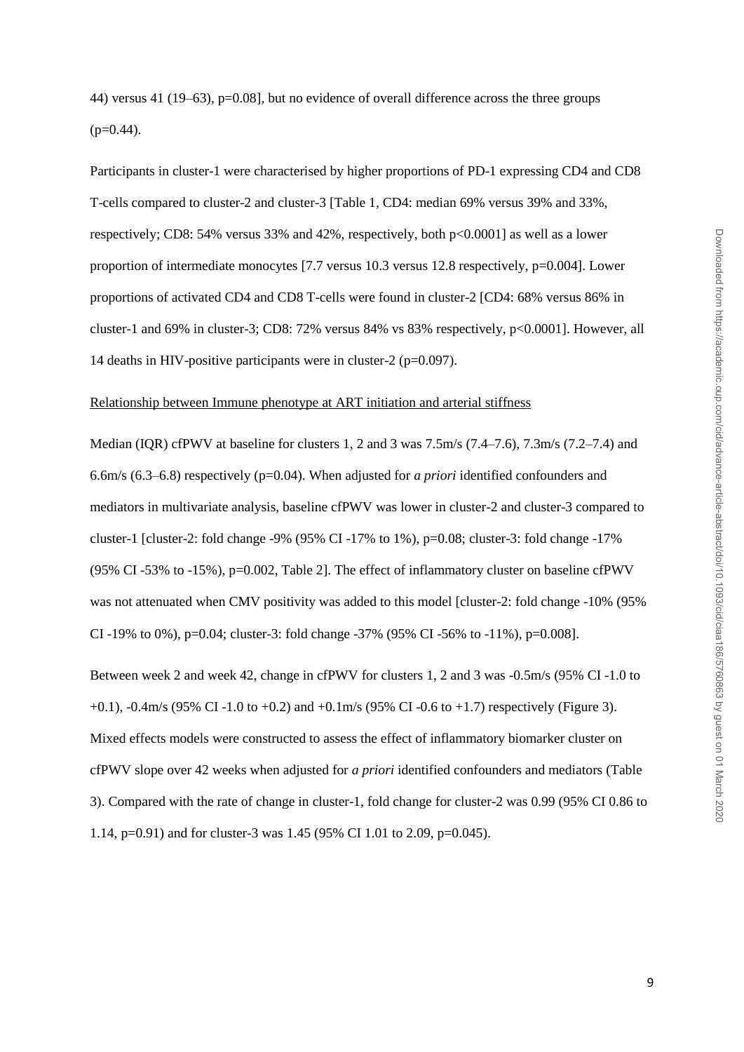44) versus 41 (19–63), $p=0.08$], but no evidence of overall difference across the three groups ($p=0.44$).

Participants in cluster-1 were characterised by higher proportions of PD-1 expressing CD4 and CD8 T-cells compared to cluster-2 and cluster-3 [Table 1, CD4: median 69% versus 39% and 33%, respectively; CD8: 54% versus 33% and 42%, respectively, both $p<0.0001$] as well as a lower proportion of intermediate monocytes [7.7 versus 10.3 versus 12.8 respectively, $p=0.004$]. Lower proportions of activated CD4 and CD8 T-cells were found in cluster-2 [CD4: 68% versus 86% in cluster-1 and 69% in cluster-3; CD8: 72% versus 84% vs 83% respectively, $p<0.0001$]. However, all 14 deaths in HIV-positive participants were in cluster-2 ($p=0.097$).

Relationship between Immune phenotype at ART initiation and arterial stiffness

Median (IQR) cfPWV at baseline for clusters 1, 2 and 3 was 7.5m/s (7.4–7.6), 7.3m/s (7.2–7.4) and 6.6m/s (6.3–6.8) respectively ($p=0.04$). When adjusted for *a priori* identified confounders and mediators in multivariate analysis, baseline cfPWV was lower in cluster-2 and cluster-3 compared to cluster-1 [cluster-2: fold change -9% (95% CI -17% to 1%), $p=0.08$; cluster-3: fold change -17% (95% CI -53% to -15%), $p=0.002$, Table 2]. The effect of inflammatory cluster on baseline cfPWV was not attenuated when CMV positivity was added to this model [cluster-2: fold change -10% (95% CI -19% to 0%), $p=0.04$; cluster-3: fold change -37% (95% CI -56% to -11%), $p=0.008$].

Between week 2 and week 42, change in cfPWV for clusters 1, 2 and 3 was -0.5m/s (95% CI -1.0 to +0.1), -0.4m/s (95% CI -1.0 to +0.2) and +0.1m/s (95% CI -0.6 to +1.7) respectively (Figure 3). Mixed effects models were constructed to assess the effect of inflammatory biomarker cluster on cfPWV slope over 42 weeks when adjusted for *a priori* identified confounders and mediators (Table 3). Compared with the rate of change in cluster-1, fold change for cluster-2 was 0.99 (95% CI 0.86 to 1.14, $p=0.91$) and for cluster-3 was 1.45 (95% CI 1.01 to 2.09, $p=0.045$).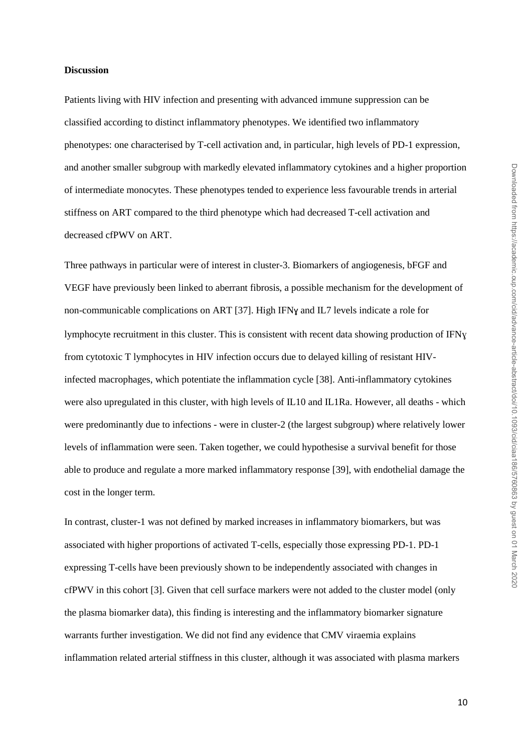**Discussion**

Patients living with HIV infection and presenting with advanced immune suppression can be classified according to distinct inflammatory phenotypes. We identified two inflammatory phenotypes: one characterised by T-cell activation and, in particular, high levels of PD-1 expression, and another smaller subgroup with markedly elevated inflammatory cytokines and a higher proportion of intermediate monocytes. These phenotypes tended to experience less favourable trends in arterial stiffness on ART compared to the third phenotype which had decreased T-cell activation and decreased cfPWV on ART.

Three pathways in particular were of interest in cluster-3. Biomarkers of angiogenesis, bFGF and VEGF have previously been linked to aberrant fibrosis, a possible mechanism for the development of non-communicable complications on ART [37]. High IFNɣ and IL7 levels indicate a role for lymphocyte recruitment in this cluster. This is consistent with recent data showing production of IFNɣ from cytotoxic T lymphocytes in HIV infection occurs due to delayed killing of resistant HIV-infected macrophages, which potentiate the inflammation cycle [38]. Anti-inflammatory cytokines were also upregulated in this cluster, with high levels of IL10 and IL1Ra. However, all deaths - which were predominantly due to infections - were in cluster-2 (the largest subgroup) where relatively lower levels of inflammation were seen. Taken together, we could hypothesise a survival benefit for those able to produce and regulate a more marked inflammatory response [39], with endothelial damage the cost in the longer term.

In contrast, cluster-1 was not defined by marked increases in inflammatory biomarkers, but was associated with higher proportions of activated T-cells, especially those expressing PD-1. PD-1 expressing T-cells have been previously shown to be independently associated with changes in cfPWV in this cohort [3]. Given that cell surface markers were not added to the cluster model (only the plasma biomarker data), this finding is interesting and the inflammatory biomarker signature warrants further investigation. We did not find any evidence that CMV viraemia explains inflammation related arterial stiffness in this cluster, although it was associated with plasma markers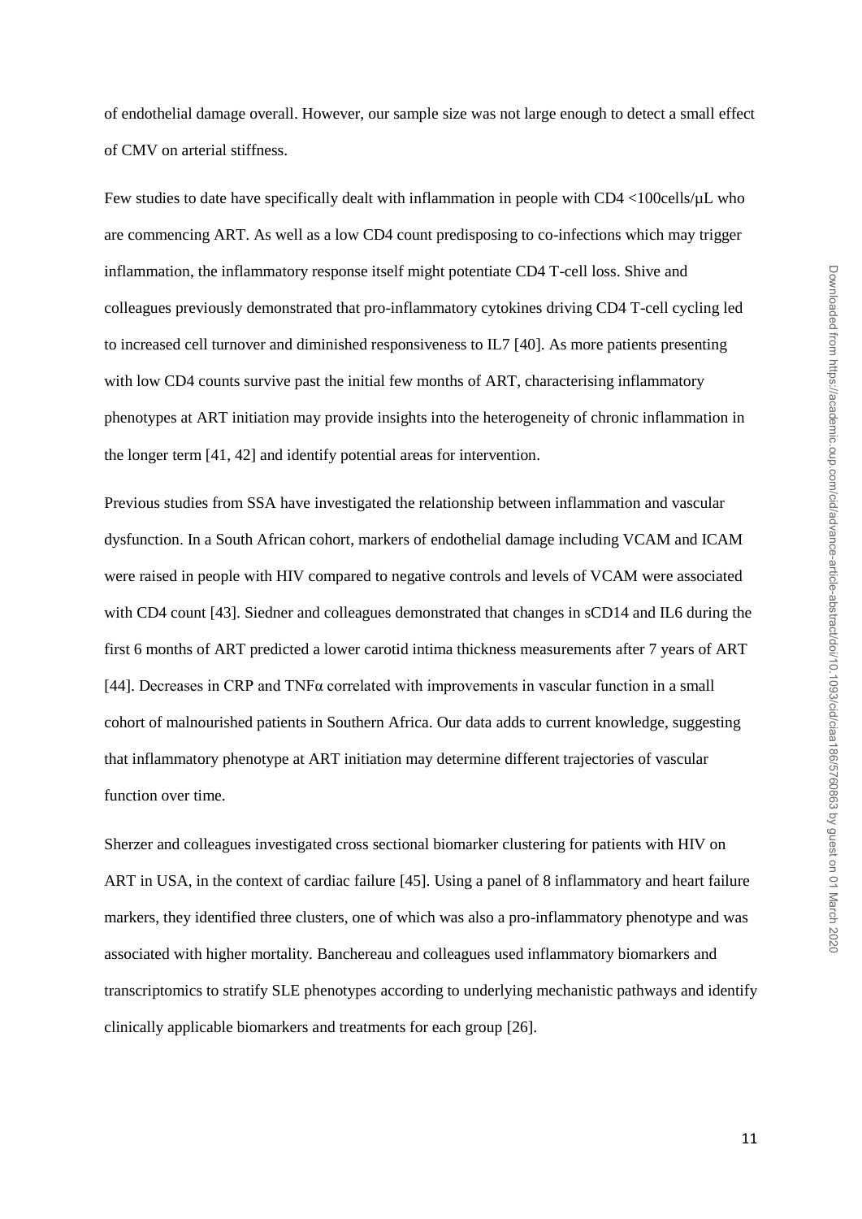of endothelial damage overall. However, our sample size was not large enough to detect a small effect of CMV on arterial stiffness.

Few studies to date have specifically dealt with inflammation in people with CD4 <100cells/µL who are commencing ART. As well as a low CD4 count predisposing to co-infections which may trigger inflammation, the inflammatory response itself might potentiate CD4 T-cell loss. Shive and colleagues previously demonstrated that pro-inflammatory cytokines driving CD4 T-cell cycling led to increased cell turnover and diminished responsiveness to IL7 [40]. As more patients presenting with low CD4 counts survive past the initial few months of ART, characterising inflammatory phenotypes at ART initiation may provide insights into the heterogeneity of chronic inflammation in the longer term [41, 42] and identify potential areas for intervention.

Previous studies from SSA have investigated the relationship between inflammation and vascular dysfunction. In a South African cohort, markers of endothelial damage including VCAM and ICAM were raised in people with HIV compared to negative controls and levels of VCAM were associated with CD4 count [43]. Siedner and colleagues demonstrated that changes in sCD14 and IL6 during the first 6 months of ART predicted a lower carotid intima thickness measurements after 7 years of ART [44]. Decreases in CRP and TNFα correlated with improvements in vascular function in a small cohort of malnourished patients in Southern Africa. Our data adds to current knowledge, suggesting that inflammatory phenotype at ART initiation may determine different trajectories of vascular function over time.

Sherzer and colleagues investigated cross sectional biomarker clustering for patients with HIV on ART in USA, in the context of cardiac failure [45]. Using a panel of 8 inflammatory and heart failure markers, they identified three clusters, one of which was also a pro-inflammatory phenotype and was associated with higher mortality. Banchereau and colleagues used inflammatory biomarkers and transcriptomics to stratify SLE phenotypes according to underlying mechanistic pathways and identify clinically applicable biomarkers and treatments for each group [26].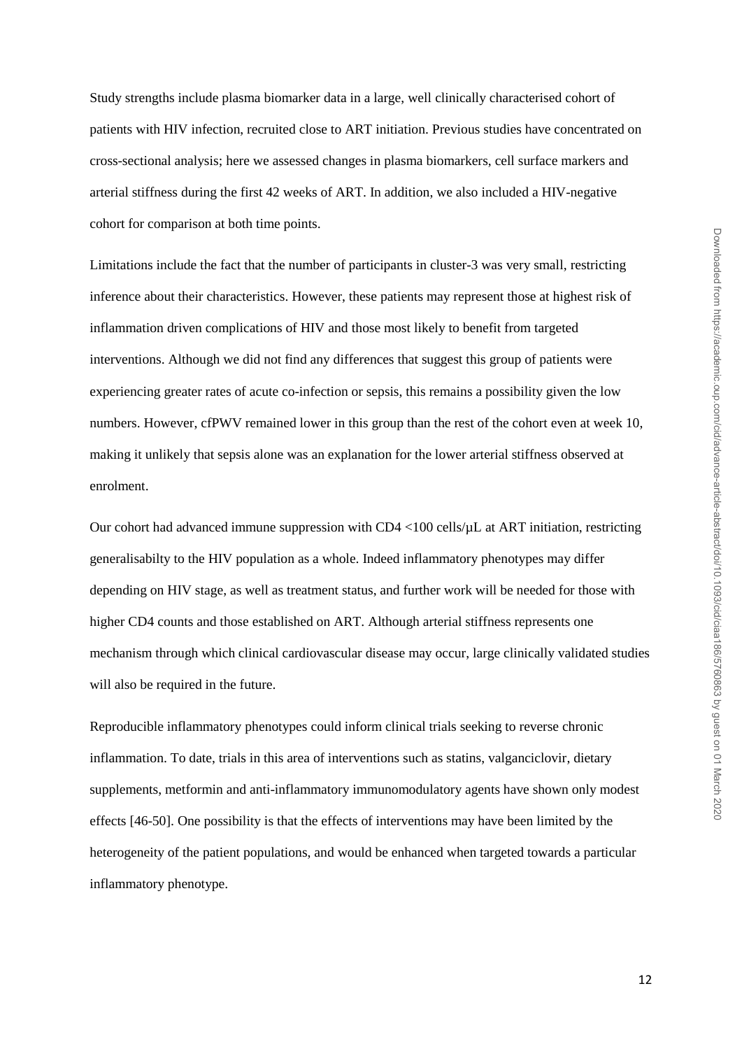Study strengths include plasma biomarker data in a large, well clinically characterised cohort of patients with HIV infection, recruited close to ART initiation. Previous studies have concentrated on cross-sectional analysis; here we assessed changes in plasma biomarkers, cell surface markers and arterial stiffness during the first 42 weeks of ART. In addition, we also included a HIV-negative cohort for comparison at both time points.

Limitations include the fact that the number of participants in cluster-3 was very small, restricting inference about their characteristics. However, these patients may represent those at highest risk of inflammation driven complications of HIV and those most likely to benefit from targeted interventions. Although we did not find any differences that suggest this group of patients were experiencing greater rates of acute co-infection or sepsis, this remains a possibility given the low numbers. However, cfPWV remained lower in this group than the rest of the cohort even at week 10, making it unlikely that sepsis alone was an explanation for the lower arterial stiffness observed at enrolment.

Our cohort had advanced immune suppression with CD4 <100 cells/µL at ART initiation, restricting generalisabilty to the HIV population as a whole. Indeed inflammatory phenotypes may differ depending on HIV stage, as well as treatment status, and further work will be needed for those with higher CD4 counts and those established on ART. Although arterial stiffness represents one mechanism through which clinical cardiovascular disease may occur, large clinically validated studies will also be required in the future.

Reproducible inflammatory phenotypes could inform clinical trials seeking to reverse chronic inflammation. To date, trials in this area of interventions such as statins, valganciclovir, dietary supplements, metformin and anti-inflammatory immunomodulatory agents have shown only modest effects [46-50]. One possibility is that the effects of interventions may have been limited by the heterogeneity of the patient populations, and would be enhanced when targeted towards a particular inflammatory phenotype.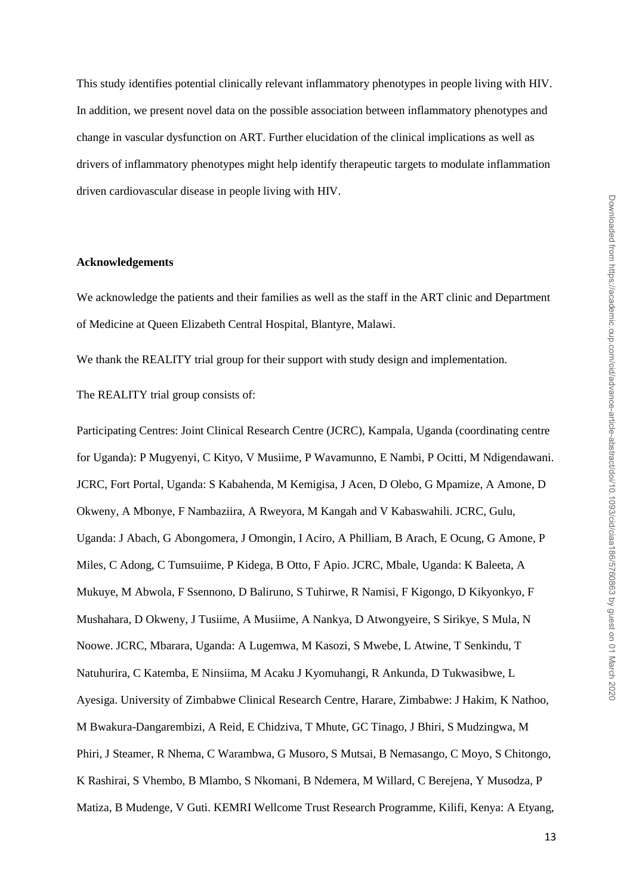This study identifies potential clinically relevant inflammatory phenotypes in people living with HIV. In addition, we present novel data on the possible association between inflammatory phenotypes and change in vascular dysfunction on ART. Further elucidation of the clinical implications as well as drivers of inflammatory phenotypes might help identify therapeutic targets to modulate inflammation driven cardiovascular disease in people living with HIV.

**Acknowledgements**

We acknowledge the patients and their families as well as the staff in the ART clinic and Department of Medicine at Queen Elizabeth Central Hospital, Blantyre, Malawi.

We thank the REALITY trial group for their support with study design and implementation.

The REALITY trial group consists of:

Participating Centres: Joint Clinical Research Centre (JCRC), Kampala, Uganda (coordinating centre for Uganda): P Mugyenyi, C Kityo, V Musiime, P Wavamunno, E Nambi, P Ocitti, M Ndigendawani. JCRC, Fort Portal, Uganda: S Kabahenda, M Kemigisa, J Acen, D Olebo, G Mpamize, A Amone, D Okweny, A Mbonye, F Nambaziira, A Rweyora, M Kangah and V Kabaswahili. JCRC, Gulu, Uganda: J Abach, G Abongomera, J Omongin, I Aciro, A Philliam, B Arach, E Ocung, G Amone, P Miles, C Adong, C Tumsuiime, P Kidega, B Otto, F Apio. JCRC, Mbale, Uganda: K Baleeta, A Mukuye, M Abwola, F Ssennono, D Baliruno, S Tuhirwe, R Namisi, F Kigongo, D Kikyonkyo, F Mushahara, D Okweny, J Tusiime, A Musiime, A Nankya, D Atwongyeire, S Sirikye, S Mula, N Noowe. JCRC, Mbarara, Uganda: A Lugemwa, M Kasozi, S Mwebe, L Atwine, T Senkindu, T Natuhurira, C Katemba, E Ninsiima, M Acaku J Kyomuhangi, R Ankunda, D Tukwasibwe, L Ayesiga. University of Zimbabwe Clinical Research Centre, Harare, Zimbabwe: J Hakim, K Nathoo, M Bwakura-Dangarembizi, A Reid, E Chidziva, T Mhute, GC Tinago, J Bhiri, S Mudzingwa, M Phiri, J Steamer, R Nhema, C Warambwa, G Musoro, S Mutsai, B Nemasango, C Moyo, S Chitongo, K Rashirai, S Vhembo, B Mlambo, S Nkomani, B Ndemera, M Willard, C Berejena, Y Musodza, P Matiza, B Mudenge, V Guti. KEMRI Wellcome Trust Research Programme, Kilifi, Kenya: A Etyang,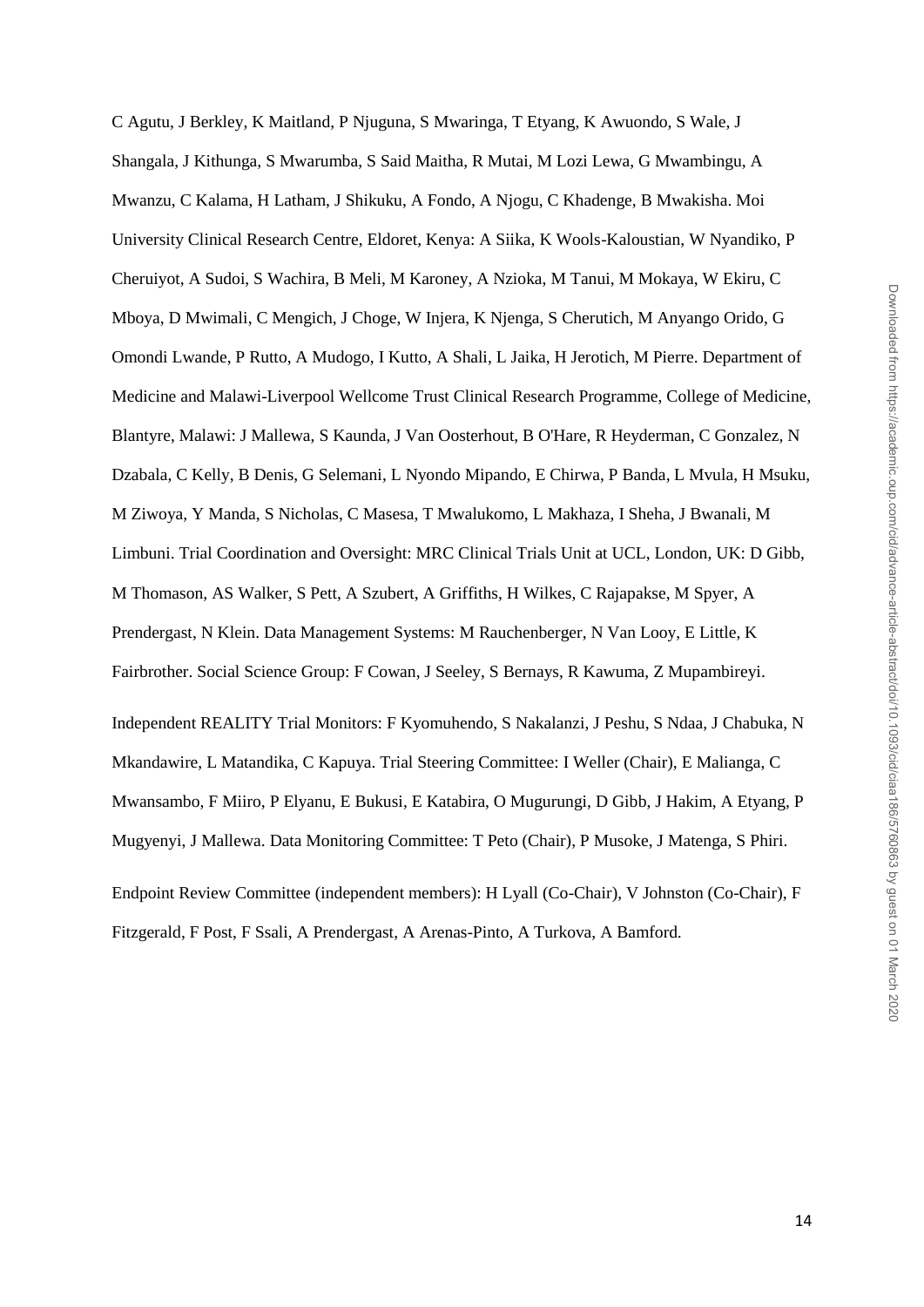C Agutu, J Berkley, K Maitland, P Njuguna, S Mwaringa, T Etyang, K Awuondo, S Wale, J Shangala, J Kithunga, S Mwarumba, S Said Maitha, R Mutai, M Lozi Lewa, G Mwambingu, A Mwanzu, C Kalama, H Latham, J Shikuku, A Fondo, A Njogu, C Khadenge, B Mwakisha. Moi University Clinical Research Centre, Eldoret, Kenya: A Siika, K Wools-Kaloustian, W Nyandiko, P Cheruiyot, A Sudoi, S Wachira, B Meli, M Karoney, A Nzioka, M Tanui, M Mokaya, W Ekiru, C Mboya, D Mwimali, C Mengich, J Choge, W Injera, K Njenga, S Cherutich, M Anyango Orido, G Omondi Lwande, P Rutto, A Mudogo, I Kutto, A Shali, L Jaika, H Jerotich, M Pierre. Department of Medicine and Malawi-Liverpool Wellcome Trust Clinical Research Programme, College of Medicine, Blantyre, Malawi: J Mallewa, S Kaunda, J Van Oosterhout, B O'Hare, R Heyderman, C Gonzalez, N Dzabala, C Kelly, B Denis, G Selemani, L Nyondo Mipando, E Chirwa, P Banda, L Mvula, H Msuku, M Ziwoya, Y Manda, S Nicholas, C Masesa, T Mwalukomo, L Makhaza, I Sheha, J Bwanali, M Limbuni. Trial Coordination and Oversight: MRC Clinical Trials Unit at UCL, London, UK: D Gibb, M Thomason, AS Walker, S Pett, A Szubert, A Griffiths, H Wilkes, C Rajapakse, M Spyer, A Prendergast, N Klein. Data Management Systems: M Rauchenberger, N Van Looy, E Little, K Fairbrother. Social Science Group: F Cowan, J Seeley, S Bernays, R Kawuma, Z Mupambireyi.

Independent REALITY Trial Monitors: F Kyomuhendo, S Nakalanzi, J Peshu, S Ndaa, J Chabuka, N Mkandawire, L Matandika, C Kapuya. Trial Steering Committee: I Weller (Chair), E Malianga, C Mwansambo, F Miiro, P Elyanu, E Bukusi, E Katabira, O Mugurungi, D Gibb, J Hakim, A Etyang, P Mugyenyi, J Mallewa. Data Monitoring Committee: T Peto (Chair), P Musoke, J Matenga, S Phiri.

Endpoint Review Committee (independent members): H Lyall (Co-Chair), V Johnston (Co-Chair), F Fitzgerald, F Post, F Ssali, A Prendergast, A Arenas-Pinto, A Turkova, A Bamford.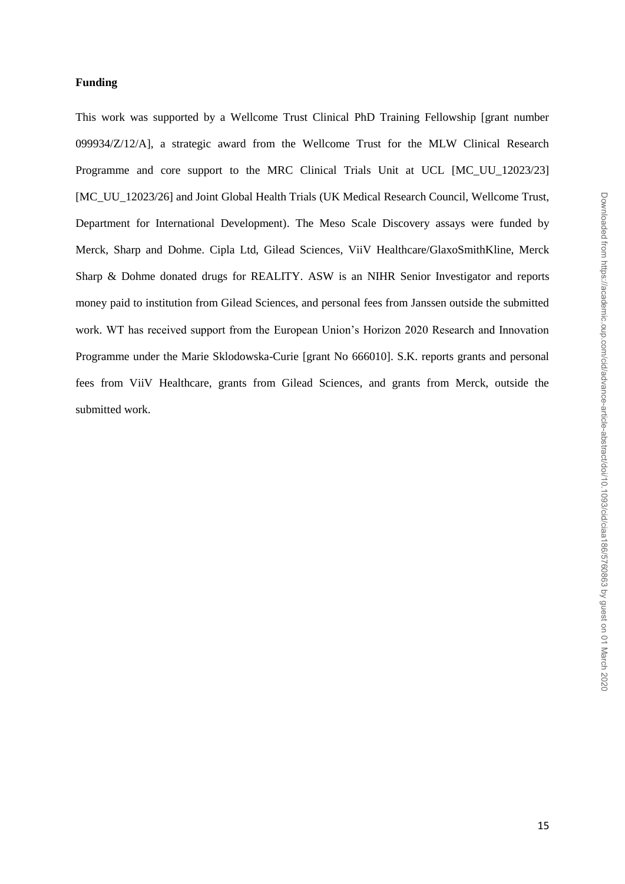**Funding**

This work was supported by a Wellcome Trust Clinical PhD Training Fellowship [grant number 099934/Z/12/A], a strategic award from the Wellcome Trust for the MLW Clinical Research Programme and core support to the MRC Clinical Trials Unit at UCL [MC_UU_12023/23] [MC_UU_12023/26] and Joint Global Health Trials (UK Medical Research Council, Wellcome Trust, Department for International Development). The Meso Scale Discovery assays were funded by Merck, Sharp and Dohme. Cipla Ltd, Gilead Sciences, ViiV Healthcare/GlaxoSmithKline, Merck Sharp & Dohme donated drugs for REALITY. ASW is an NIHR Senior Investigator and reports money paid to institution from Gilead Sciences, and personal fees from Janssen outside the submitted work. WT has received support from the European Union's Horizon 2020 Research and Innovation Programme under the Marie Sklodowska-Curie [grant No 666010]. S.K. reports grants and personal fees from ViiV Healthcare, grants from Gilead Sciences, and grants from Merck, outside the submitted work.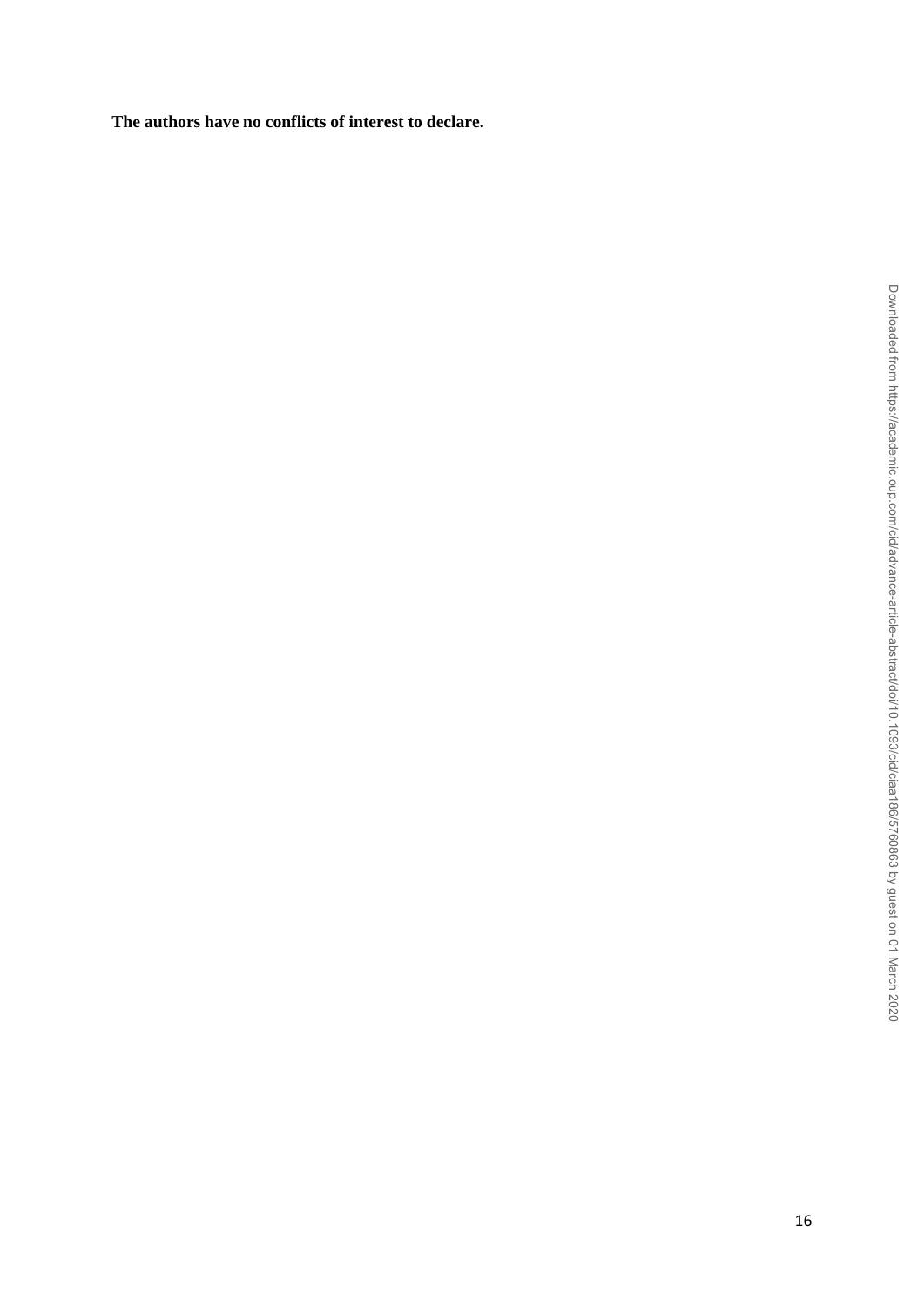**The authors have no conflicts of interest to declare.**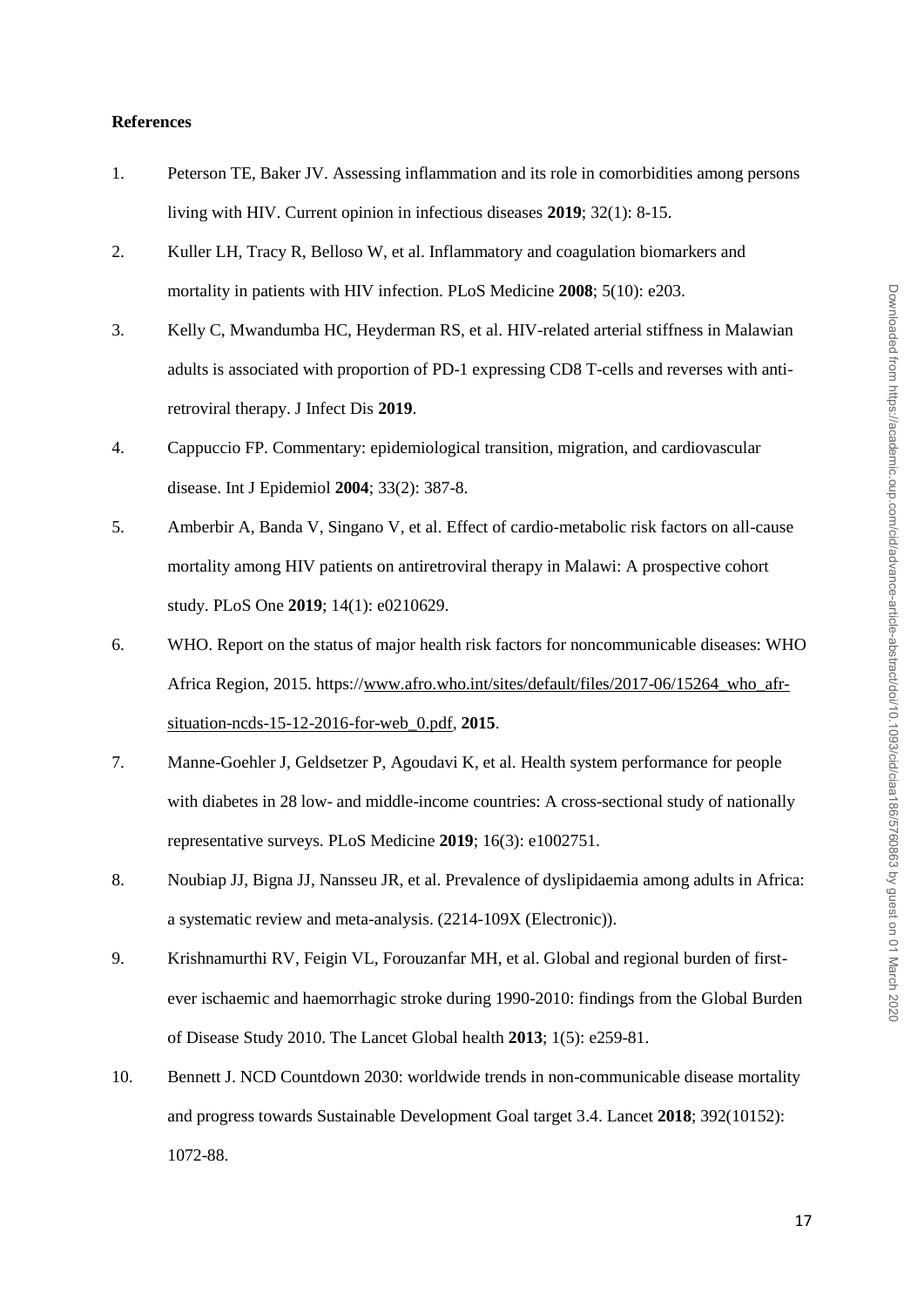**References**

1. Peterson TE, Baker JV. Assessing inflammation and its role in comorbidities among persons living with HIV. Current opinion in infectious diseases **2019**; 32(1): 8-15.
2. Kuller LH, Tracy R, Belloso W, et al. Inflammatory and coagulation biomarkers and mortality in patients with HIV infection. PLoS Medicine **2008**; 5(10): e203.
3. Kelly C, Mwandumba HC, Heyderman RS, et al. HIV-related arterial stiffness in Malawian adults is associated with proportion of PD-1 expressing CD8 T-cells and reverses with anti-retroviral therapy. J Infect Dis **2019**.
4. Cappuccio FP. Commentary: epidemiological transition, migration, and cardiovascular disease. Int J Epidemiol **2004**; 33(2): 387-8.
5. Amberbir A, Banda V, Singano V, et al. Effect of cardio-metabolic risk factors on all-cause mortality among HIV patients on antiretroviral therapy in Malawi: A prospective cohort study. PLoS One **2019**; 14(1): e0210629.
6. WHO. Report on the status of major health risk factors for noncommunicable diseases: WHO Africa Region, 2015. https://www.afro.who.int/sites/default/files/2017-06/15264_who_afr-situation-ncds-15-12-2016-for-web_0.pdf, **2015**.
7. Manne-Goehler J, Geldsetzer P, Agoudavi K, et al. Health system performance for people with diabetes in 28 low- and middle-income countries: A cross-sectional study of nationally representative surveys. PLoS Medicine **2019**; 16(3): e1002751.
8. Noubiap JJ, Bigna JJ, Nansseu JR, et al. Prevalence of dyslipidaemia among adults in Africa: a systematic review and meta-analysis. (2214-109X (Electronic)).
9. Krishnamurthi RV, Feigin VL, Forouzanfar MH, et al. Global and regional burden of first-ever ischaemic and haemorrhagic stroke during 1990-2010: findings from the Global Burden of Disease Study 2010. The Lancet Global health **2013**; 1(5): e259-81.
10. Bennett J. NCD Countdown 2030: worldwide trends in non-communicable disease mortality and progress towards Sustainable Development Goal target 3.4. Lancet **2018**; 392(10152): 1072-88.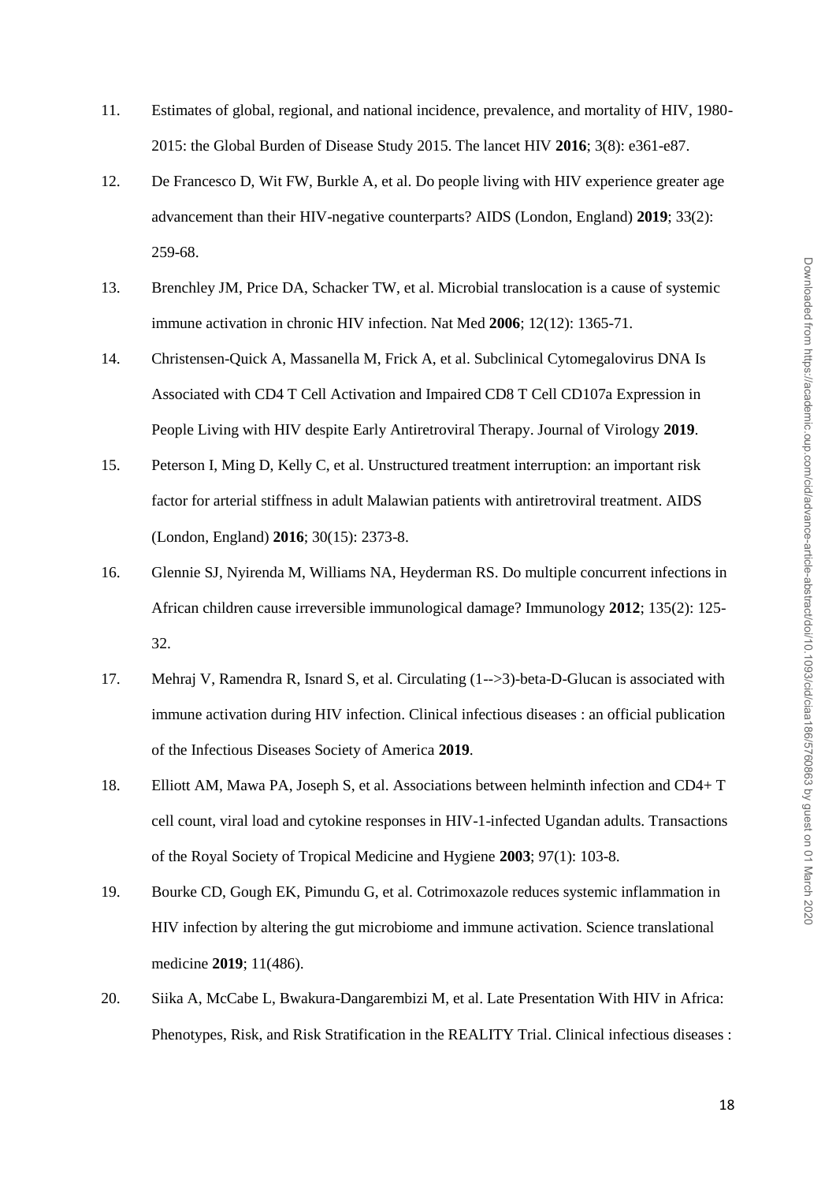11. Estimates of global, regional, and national incidence, prevalence, and mortality of HIV, 1980-2015: the Global Burden of Disease Study 2015. The lancet HIV **2016**; 3(8): e361-e87.
12. De Francesco D, Wit FW, Burkle A, et al. Do people living with HIV experience greater age advancement than their HIV-negative counterparts? AIDS (London, England) **2019**; 33(2): 259-68.
13. Brenchley JM, Price DA, Schacker TW, et al. Microbial translocation is a cause of systemic immune activation in chronic HIV infection. Nat Med **2006**; 12(12): 1365-71.
14. Christensen-Quick A, Massanella M, Frick A, et al. Subclinical Cytomegalovirus DNA Is Associated with CD4 T Cell Activation and Impaired CD8 T Cell CD107a Expression in People Living with HIV despite Early Antiretroviral Therapy. Journal of Virology **2019**.
15. Peterson I, Ming D, Kelly C, et al. Unstructured treatment interruption: an important risk factor for arterial stiffness in adult Malawian patients with antiretroviral treatment. AIDS (London, England) **2016**; 30(15): 2373-8.
16. Glennie SJ, Nyirenda M, Williams NA, Heyderman RS. Do multiple concurrent infections in African children cause irreversible immunological damage? Immunology **2012**; 135(2): 125-32.
17. Mehraj V, Ramendra R, Isnard S, et al. Circulating (1-->3)-beta-D-Glucan is associated with immune activation during HIV infection. Clinical infectious diseases : an official publication of the Infectious Diseases Society of America **2019**.
18. Elliott AM, Mawa PA, Joseph S, et al. Associations between helminth infection and CD4+ T cell count, viral load and cytokine responses in HIV-1-infected Ugandan adults. Transactions of the Royal Society of Tropical Medicine and Hygiene **2003**; 97(1): 103-8.
19. Bourke CD, Gough EK, Pimundu G, et al. Cotrimoxazole reduces systemic inflammation in HIV infection by altering the gut microbiome and immune activation. Science translational medicine **2019**; 11(486).
20. Siika A, McCabe L, Bwakura-Dangarembizi M, et al. Late Presentation With HIV in Africa: Phenotypes, Risk, and Risk Stratification in the REALITY Trial. Clinical infectious diseases :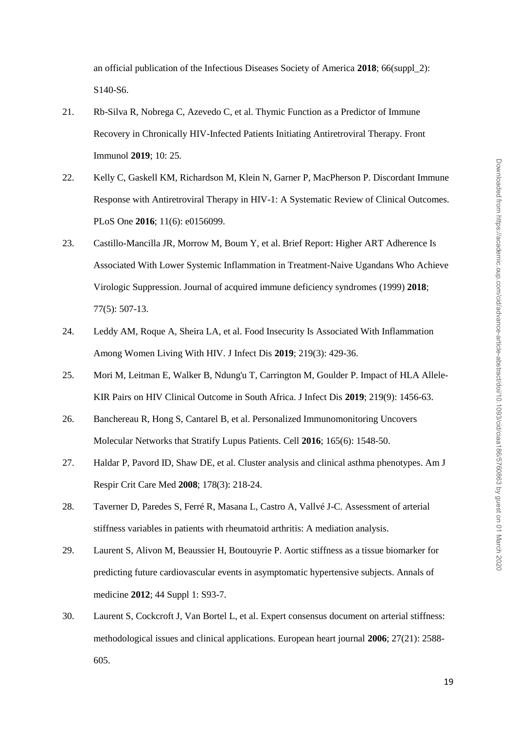an official publication of the Infectious Diseases Society of America **2018**; 66(suppl_2): S140-S6.

21. Rb-Silva R, Nobrega C, Azevedo C, et al. Thymic Function as a Predictor of Immune Recovery in Chronically HIV-Infected Patients Initiating Antiretroviral Therapy. Front Immunol **2019**; 10: 25.

22. Kelly C, Gaskell KM, Richardson M, Klein N, Garner P, MacPherson P. Discordant Immune Response with Antiretroviral Therapy in HIV-1: A Systematic Review of Clinical Outcomes. PLoS One **2016**; 11(6): e0156099.

23. Castillo-Mancilla JR, Morrow M, Boum Y, et al. Brief Report: Higher ART Adherence Is Associated With Lower Systemic Inflammation in Treatment-Naive Ugandans Who Achieve Virologic Suppression. Journal of acquired immune deficiency syndromes (1999) **2018**; 77(5): 507-13.

24. Leddy AM, Roque A, Sheira LA, et al. Food Insecurity Is Associated With Inflammation Among Women Living With HIV. J Infect Dis **2019**; 219(3): 429-36.

25. Mori M, Leitman E, Walker B, Ndung'u T, Carrington M, Goulder P. Impact of HLA Allele-KIR Pairs on HIV Clinical Outcome in South Africa. J Infect Dis **2019**; 219(9): 1456-63.

26. Banchereau R, Hong S, Cantarel B, et al. Personalized Immunomonitoring Uncovers Molecular Networks that Stratify Lupus Patients. Cell **2016**; 165(6): 1548-50.

27. Haldar P, Pavord ID, Shaw DE, et al. Cluster analysis and clinical asthma phenotypes. Am J Respir Crit Care Med **2008**; 178(3): 218-24.

28. Taverner D, Paredes S, Ferré R, Masana L, Castro A, Vallvé J-C. Assessment of arterial stiffness variables in patients with rheumatoid arthritis: A mediation analysis.

29. Laurent S, Alivon M, Beaussier H, Boutouyrie P. Aortic stiffness as a tissue biomarker for predicting future cardiovascular events in asymptomatic hypertensive subjects. Annals of medicine **2012**; 44 Suppl 1: S93-7.

30. Laurent S, Cockcroft J, Van Bortel L, et al. Expert consensus document on arterial stiffness: methodological issues and clinical applications. European heart journal **2006**; 27(21): 2588-605.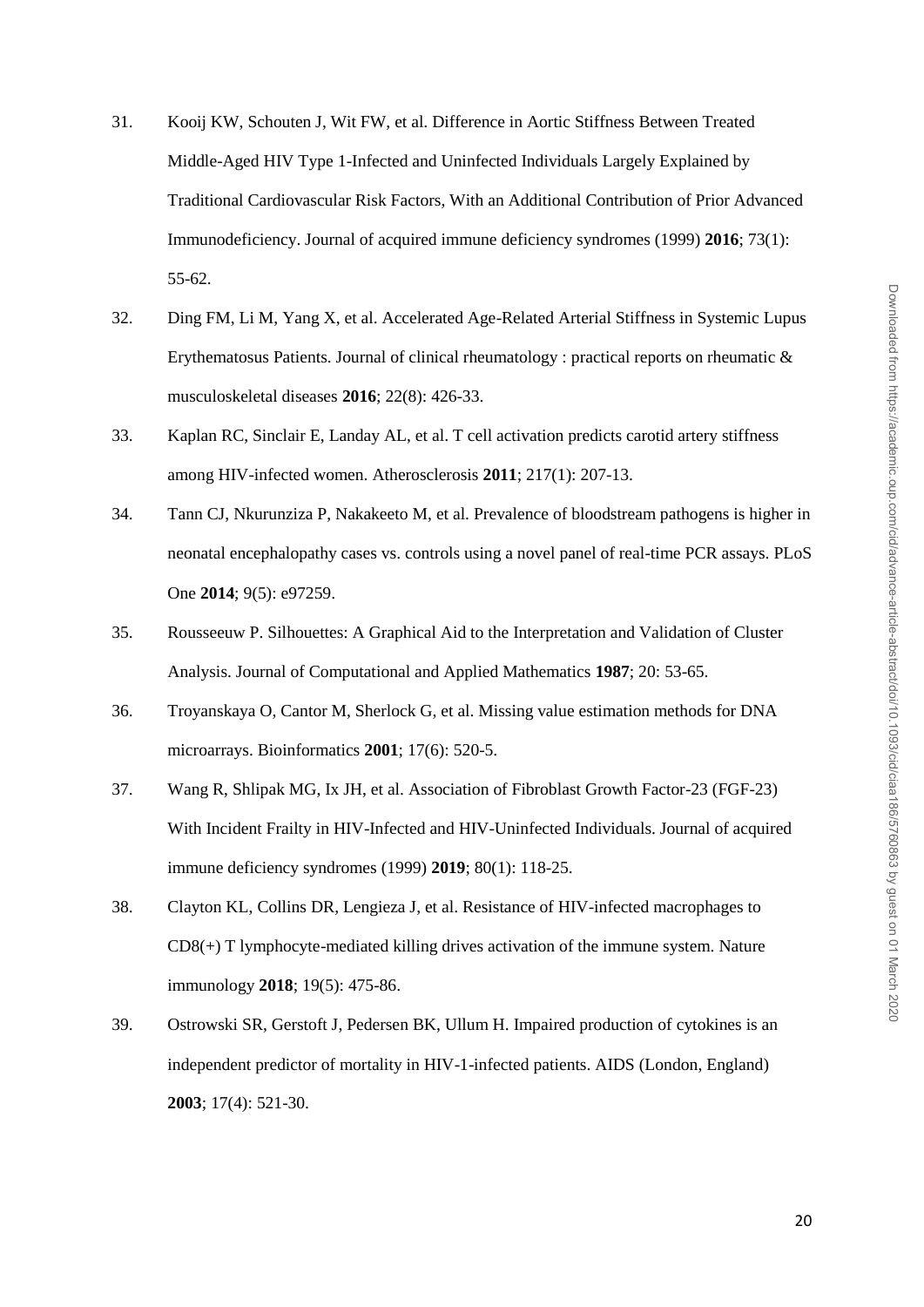31. Kooij KW, Schouten J, Wit FW, et al. Difference in Aortic Stiffness Between Treated Middle-Aged HIV Type 1-Infected and Uninfected Individuals Largely Explained by Traditional Cardiovascular Risk Factors, With an Additional Contribution of Prior Advanced Immunodeficiency. Journal of acquired immune deficiency syndromes (1999) **2016**; 73(1): 55-62.

32. Ding FM, Li M, Yang X, et al. Accelerated Age-Related Arterial Stiffness in Systemic Lupus Erythematosus Patients. Journal of clinical rheumatology : practical reports on rheumatic & musculoskeletal diseases **2016**; 22(8): 426-33.

33. Kaplan RC, Sinclair E, Landay AL, et al. T cell activation predicts carotid artery stiffness among HIV-infected women. Atherosclerosis **2011**; 217(1): 207-13.

34. Tann CJ, Nkurunziza P, Nakakeeto M, et al. Prevalence of bloodstream pathogens is higher in neonatal encephalopathy cases vs. controls using a novel panel of real-time PCR assays. PLoS One **2014**; 9(5): e97259.

35. Rousseeuw P. Silhouettes: A Graphical Aid to the Interpretation and Validation of Cluster Analysis. Journal of Computational and Applied Mathematics **1987**; 20: 53-65.

36. Troyanskaya O, Cantor M, Sherlock G, et al. Missing value estimation methods for DNA microarrays. Bioinformatics **2001**; 17(6): 520-5.

37. Wang R, Shlipak MG, Ix JH, et al. Association of Fibroblast Growth Factor-23 (FGF-23) With Incident Frailty in HIV-Infected and HIV-Uninfected Individuals. Journal of acquired immune deficiency syndromes (1999) **2019**; 80(1): 118-25.

38. Clayton KL, Collins DR, Lengieza J, et al. Resistance of HIV-infected macrophages to CD8(+) T lymphocyte-mediated killing drives activation of the immune system. Nature immunology **2018**; 19(5): 475-86.

39. Ostrowski SR, Gerstoft J, Pedersen BK, Ullum H. Impaired production of cytokines is an independent predictor of mortality in HIV-1-infected patients. AIDS (London, England) **2003**; 17(4): 521-30.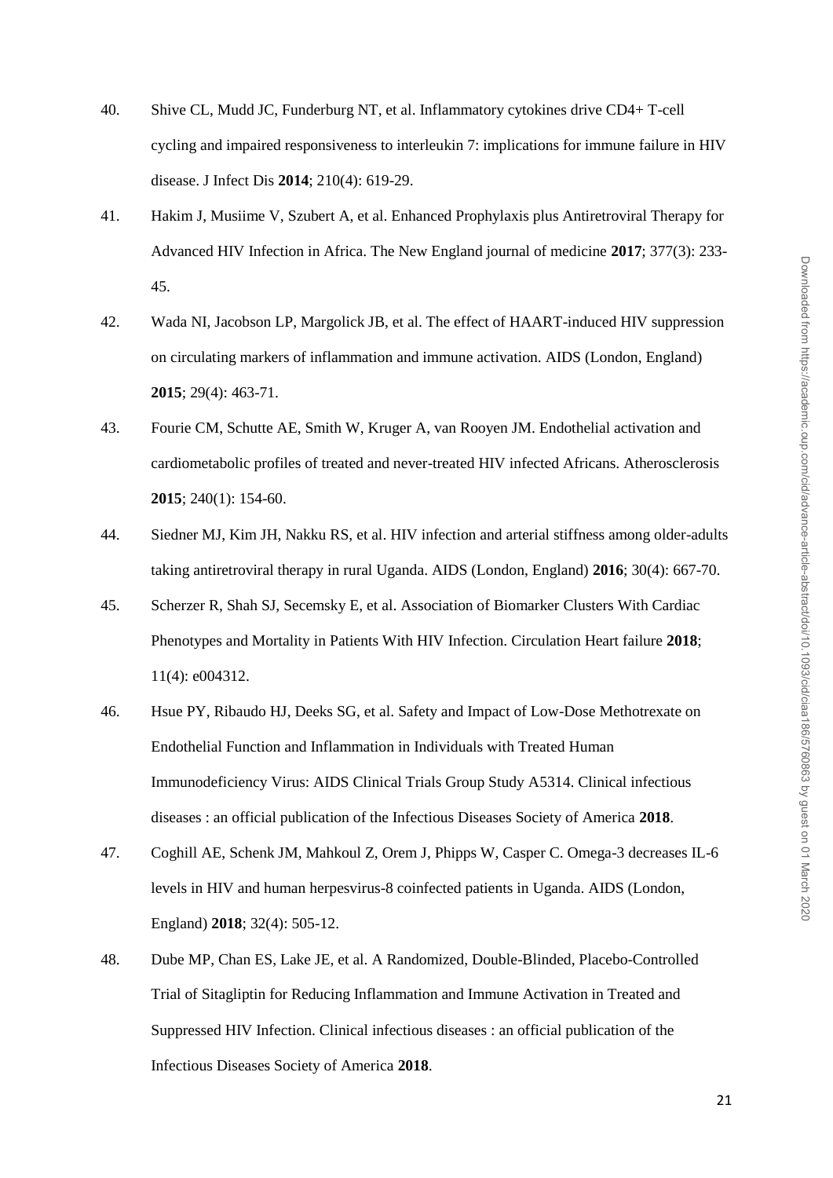40. Shive CL, Mudd JC, Funderburg NT, et al. Inflammatory cytokines drive CD4+ T-cell cycling and impaired responsiveness to interleukin 7: implications for immune failure in HIV disease. J Infect Dis **2014**; 210(4): 619-29.

41. Hakim J, Musiime V, Szubert A, et al. Enhanced Prophylaxis plus Antiretroviral Therapy for Advanced HIV Infection in Africa. The New England journal of medicine **2017**; 377(3): 233-45.

42. Wada NI, Jacobson LP, Margolick JB, et al. The effect of HAART-induced HIV suppression on circulating markers of inflammation and immune activation. AIDS (London, England) **2015**; 29(4): 463-71.

43. Fourie CM, Schutte AE, Smith W, Kruger A, van Rooyen JM. Endothelial activation and cardiometabolic profiles of treated and never-treated HIV infected Africans. Atherosclerosis **2015**; 240(1): 154-60.

44. Siedner MJ, Kim JH, Nakku RS, et al. HIV infection and arterial stiffness among older-adults taking antiretroviral therapy in rural Uganda. AIDS (London, England) **2016**; 30(4): 667-70.

45. Scherzer R, Shah SJ, Secemsky E, et al. Association of Biomarker Clusters With Cardiac Phenotypes and Mortality in Patients With HIV Infection. Circulation Heart failure **2018**; 11(4): e004312.

46. Hsue PY, Ribaudo HJ, Deeks SG, et al. Safety and Impact of Low-Dose Methotrexate on Endothelial Function and Inflammation in Individuals with Treated Human Immunodeficiency Virus: AIDS Clinical Trials Group Study A5314. Clinical infectious diseases : an official publication of the Infectious Diseases Society of America **2018**.

47. Coghill AE, Schenk JM, Mahkoul Z, Orem J, Phipps W, Casper C. Omega-3 decreases IL-6 levels in HIV and human herpesvirus-8 coinfected patients in Uganda. AIDS (London, England) **2018**; 32(4): 505-12.

48. Dube MP, Chan ES, Lake JE, et al. A Randomized, Double-Blinded, Placebo-Controlled Trial of Sitagliptin for Reducing Inflammation and Immune Activation in Treated and Suppressed HIV Infection. Clinical infectious diseases : an official publication of the Infectious Diseases Society of America **2018**.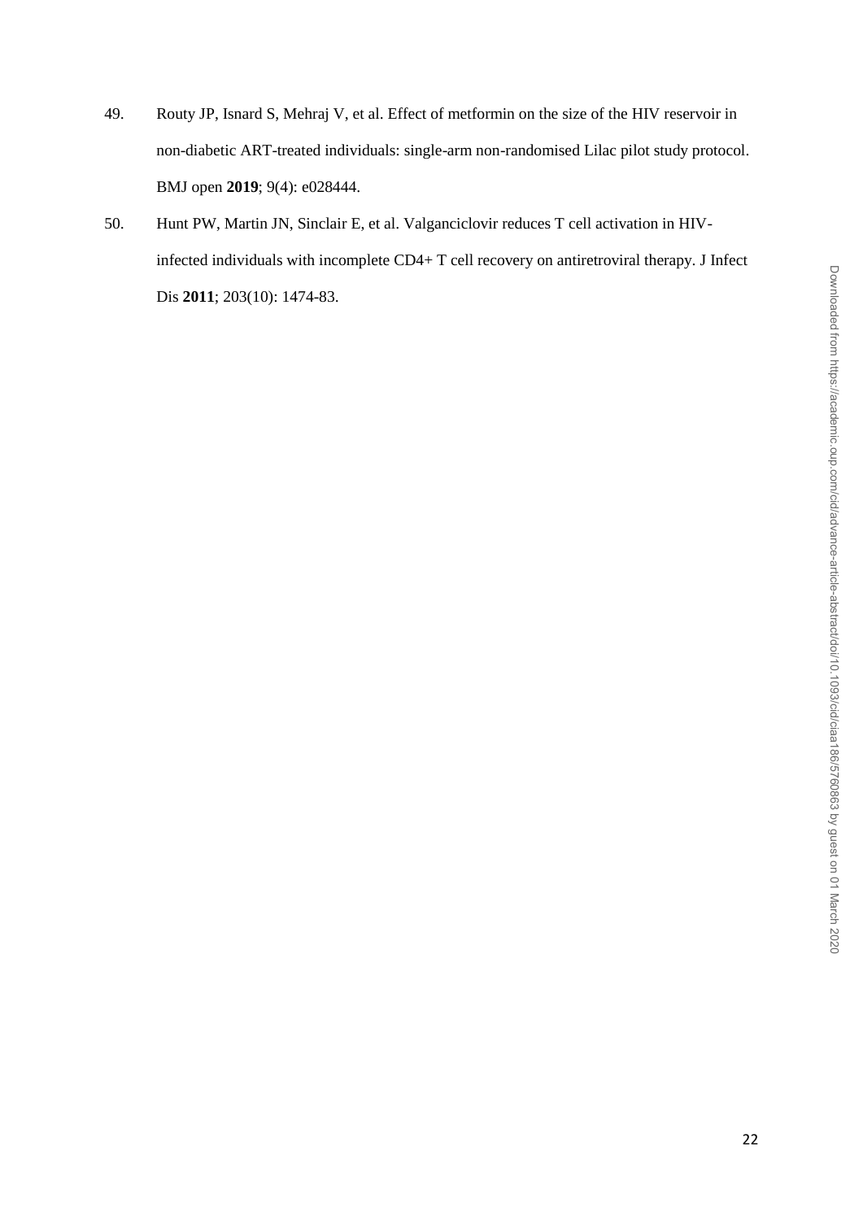49. Routy JP, Isnard S, Mehraj V, et al. Effect of metformin on the size of the HIV reservoir in non-diabetic ART-treated individuals: single-arm non-randomised Lilac pilot study protocol. BMJ open **2019**; 9(4): e028444.

50. Hunt PW, Martin JN, Sinclair E, et al. Valganciclovir reduces T cell activation in HIV-infected individuals with incomplete CD4+ T cell recovery on antiretroviral therapy. J Infect Dis **2011**; 203(10): 1474-83.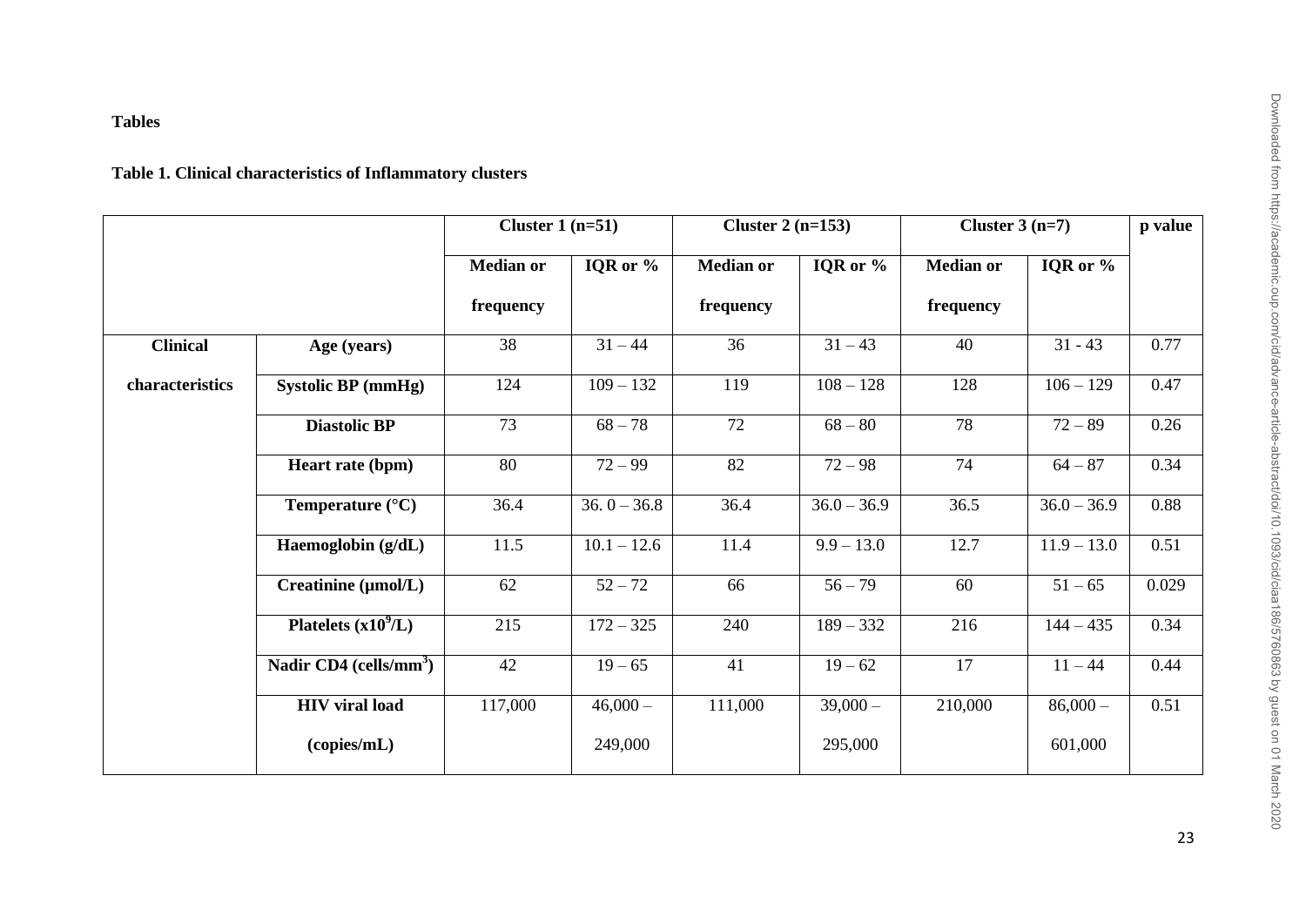**Tables**

**Table 1. Clinical characteristics of Inflammatory clusters**

| | | Cluster 1 (n=51) | | Cluster 2 (n=153) | | Cluster 3 (n=7) | | p value |
|---|---|---|---|---|---|---|---|---|
| | | Median or frequency | IQR or % | Median or frequency | IQR or % | Median or frequency | IQR or % | |
| Clinical characteristics | Age (years) | 38 | 31 – 44 | 36 | 31 – 43 | 40 | 31 - 43 | 0.77 |
| | Systolic BP (mmHg) | 124 | 109 – 132 | 119 | 108 – 128 | 128 | 106 – 129 | 0.47 |
| | Diastolic BP | 73 | 68 – 78 | 72 | 68 – 80 | 78 | 72 – 89 | 0.26 |
| | Heart rate (bpm) | 80 | 72 – 99 | 82 | 72 – 98 | 74 | 64 – 87 | 0.34 |
| | Temperature (°C) | 36.4 | 36. 0 – 36.8 | 36.4 | 36.0 – 36.9 | 36.5 | 36.0 – 36.9 | 0.88 |
| | Haemoglobin (g/dL) | 11.5 | 10.1 – 12.6 | 11.4 | 9.9 – 13.0 | 12.7 | 11.9 – 13.0 | 0.51 |
| | Creatinine (μmol/L) | 62 | 52 – 72 | 66 | 56 – 79 | 60 | 51 – 65 | 0.029 |
| | Platelets ($x10^9/L$) | 215 | 172 – 325 | 240 | 189 – 332 | 216 | 144 – 435 | 0.34 |
| | Nadir CD4 ($cells/mm^3$) | 42 | 19 – 65 | 41 | 19 – 62 | 17 | 11 – 44 | 0.44 |
| | HIV viral load (copies/mL) | 117,000 | 46,000 – 249,000 | 111,000 | 39,000 – 295,000 | 210,000 | 86,000 – 601,000 | 0.51 |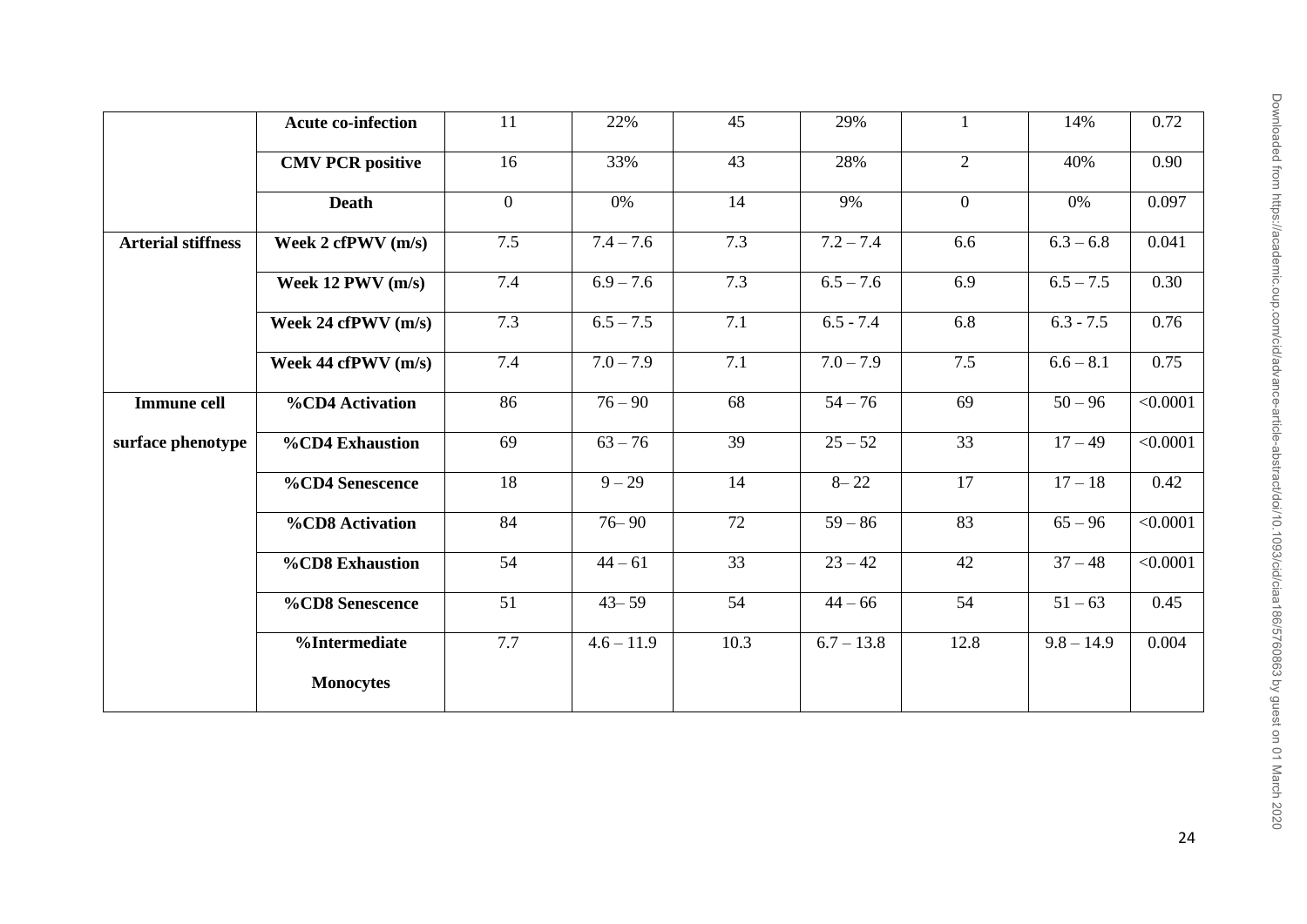| | | | | | | | | |
|---|---|---|---|---|---|---|---|---|
| | **Acute co-infection** | 11 | 22% | 45 | 29% | 1 | 14% | 0.72 |
| | **CMV PCR positive** | 16 | 33% | 43 | 28% | 2 | 40% | 0.90 |
| | **Death** | 0 | 0% | 14 | 9% | 0 | 0% | 0.097 |
| **Arterial stiffness** | **Week 2 cfPWV (m/s)** | 7.5 | 7.4 – 7.6 | 7.3 | 7.2 – 7.4 | 6.6 | 6.3 – 6.8 | 0.041 |
| | **Week 12 PWV (m/s)** | 7.4 | 6.9 – 7.6 | 7.3 | 6.5 – 7.6 | 6.9 | 6.5 – 7.5 | 0.30 |
| | **Week 24 cfPWV (m/s)** | 7.3 | 6.5 – 7.5 | 7.1 | 6.5 - 7.4 | 6.8 | 6.3 - 7.5 | 0.76 |
| | **Week 44 cfPWV (m/s)** | 7.4 | 7.0 – 7.9 | 7.1 | 7.0 – 7.9 | 7.5 | 6.6 – 8.1 | 0.75 |
| **Immune cell surface phenotype** | **%CD4 Activation** | 86 | 76 – 90 | 68 | 54 – 76 | 69 | 50 – 96 | <0.0001 |
| | **%CD4 Exhaustion** | 69 | 63 – 76 | 39 | 25 – 52 | 33 | 17 – 49 | <0.0001 |
| | **%CD4 Senescence** | 18 | 9 – 29 | 14 | 8– 22 | 17 | 17 – 18 | 0.42 |
| | **%CD8 Activation** | 84 | 76– 90 | 72 | 59 – 86 | 83 | 65 – 96 | <0.0001 |
| | **%CD8 Exhaustion** | 54 | 44 – 61 | 33 | 23 – 42 | 42 | 37 – 48 | <0.0001 |
| | **%CD8 Senescence** | 51 | 43– 59 | 54 | 44 – 66 | 54 | 51 – 63 | 0.45 |
| | **%Intermediate Monocytes** | 7.7 | 4.6 – 11.9 | 10.3 | 6.7 – 13.8 | 12.8 | 9.8 – 14.9 | 0.004 |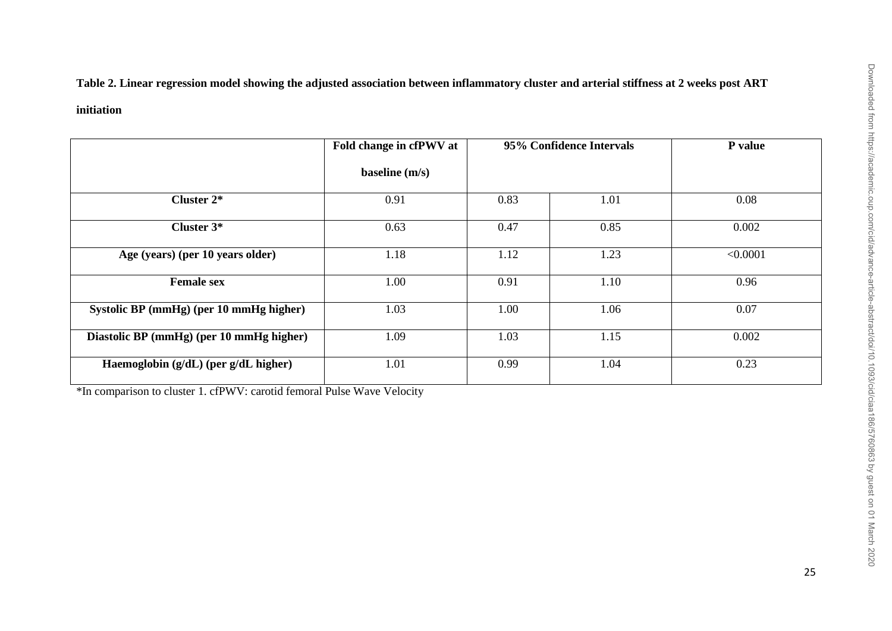**Table 2. Linear regression model showing the adjusted association between inflammatory cluster and arterial stiffness at 2 weeks post ART initiation**

| | Fold change in cfPWV at baseline (m/s) | 95% Confidence Intervals | | P value |
|---|---|---|---|---|
| **Cluster 2*** | 0.91 | 0.83 | 1.01 | 0.08 |
| **Cluster 3*** | 0.63 | 0.47 | 0.85 | 0.002 |
| **Age (years) (per 10 years older)** | 1.18 | 1.12 | 1.23 | <0.0001 |
| **Female sex** | 1.00 | 0.91 | 1.10 | 0.96 |
| **Systolic BP (mmHg) (per 10 mmHg higher)** | 1.03 | 1.00 | 1.06 | 0.07 |
| **Diastolic BP (mmHg) (per 10 mmHg higher)** | 1.09 | 1.03 | 1.15 | 0.002 |
| **Haemoglobin (g/dL) (per g/dL higher)** | 1.01 | 0.99 | 1.04 | 0.23 |

*In comparison to cluster 1. cfPWV: carotid femoral Pulse Wave Velocity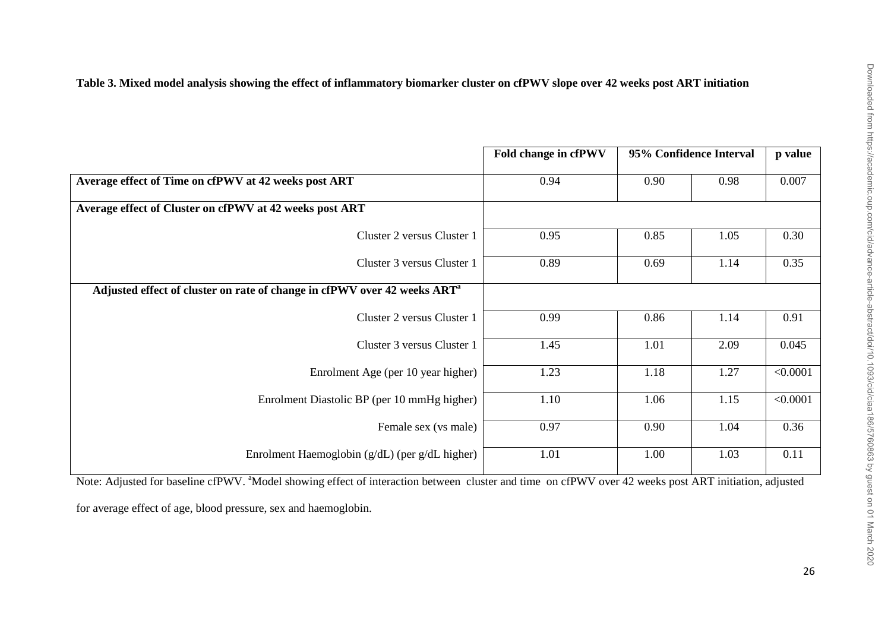**Table 3. Mixed model analysis showing the effect of inflammatory biomarker cluster on cfPWV slope over 42 weeks post ART initiation**

| | Fold change in cfPWV | 95% Confidence Interval | | p value |
|---|---|---|---|---|
| **Average effect of Time on cfPWV at 42 weeks post ART** | 0.94 | 0.90 | 0.98 | 0.007 |
| **Average effect of Cluster on cfPWV at 42 weeks post ART** | | | | |
| Cluster 2 versus Cluster 1 | 0.95 | 0.85 | 1.05 | 0.30 |
| Cluster 3 versus Cluster 1 | 0.89 | 0.69 | 1.14 | 0.35 |
| **Adjusted effect of cluster on rate of change in cfPWV over 42 weeks ART[a]** | | | | |
| Cluster 2 versus Cluster 1 | 0.99 | 0.86 | 1.14 | 0.91 |
| Cluster 3 versus Cluster 1 | 1.45 | 1.01 | 2.09 | 0.045 |
| Enrolment Age (per 10 year higher) | 1.23 | 1.18 | 1.27 | <0.0001 |
| Enrolment Diastolic BP (per 10 mmHg higher) | 1.10 | 1.06 | 1.15 | <0.0001 |
| Female sex (vs male) | 0.97 | 0.90 | 1.04 | 0.36 |
| Enrolment Haemoglobin (g/dL) (per g/dL higher) | 1.01 | 1.00 | 1.03 | 0.11 |

Note: Adjusted for baseline cfPWV. [a]Model showing effect of interaction between cluster and time on cfPWV over 42 weeks post ART initiation, adjusted for average effect of age, blood pressure, sex and haemoglobin.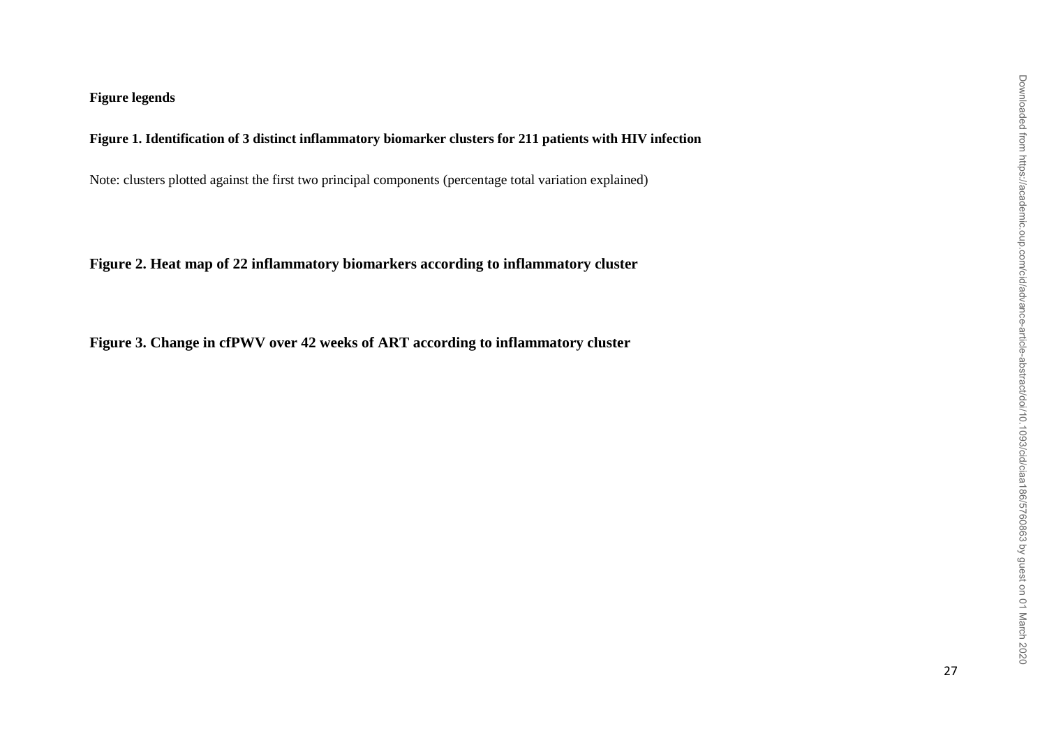**Figure legends**

**Figure 1. Identification of 3 distinct inflammatory biomarker clusters for 211 patients with HIV infection**

Note: clusters plotted against the first two principal components (percentage total variation explained)

**Figure 2. Heat map of 22 inflammatory biomarkers according to inflammatory cluster**

**Figure 3. Change in cfPWV over 42 weeks of ART according to inflammatory cluster**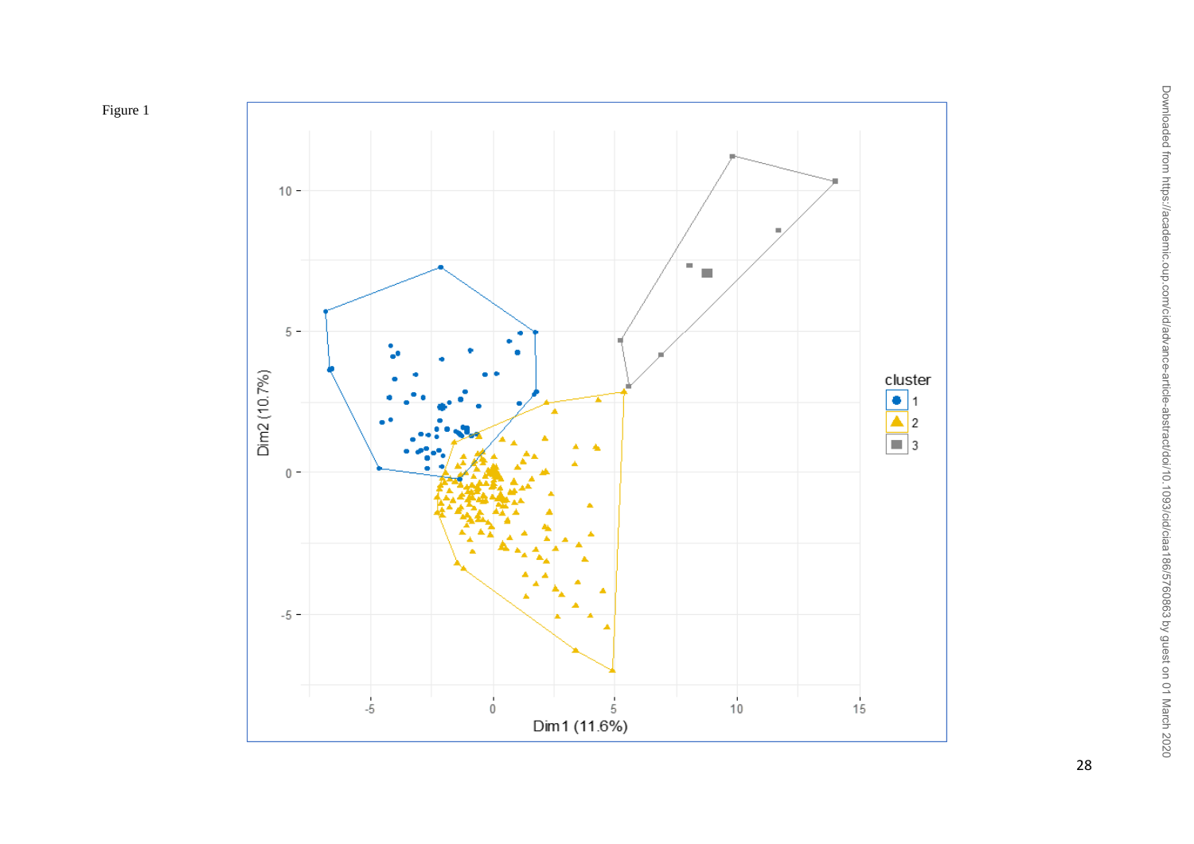Figure 1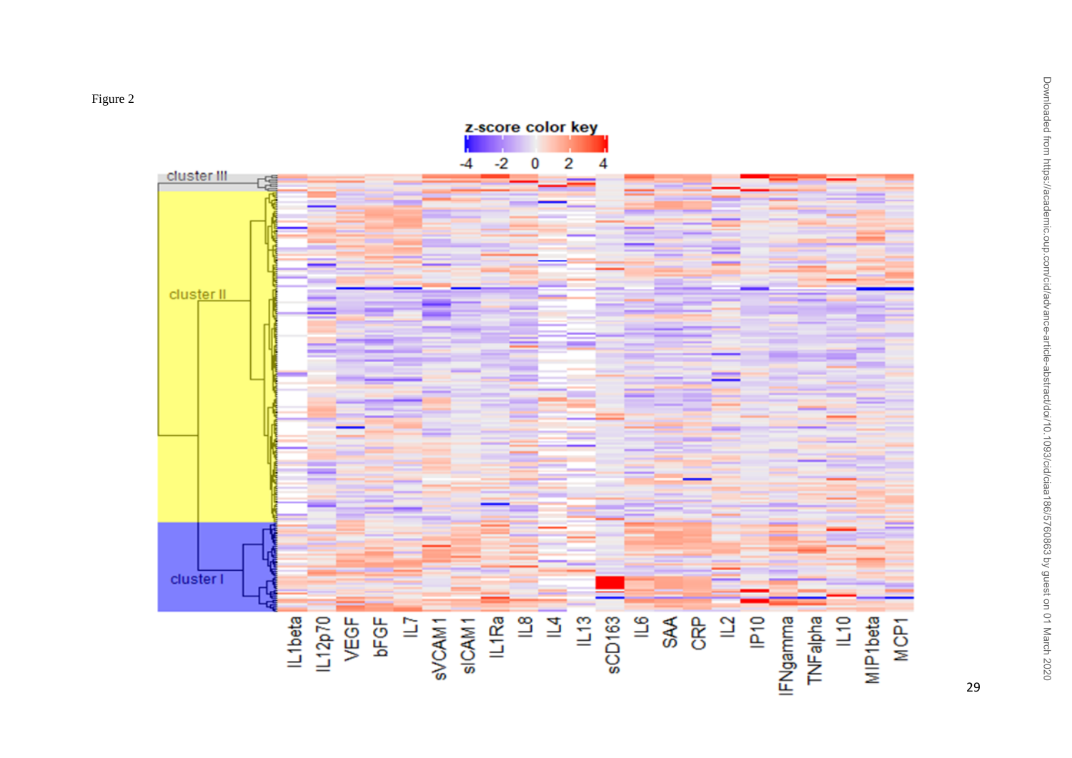Figure 2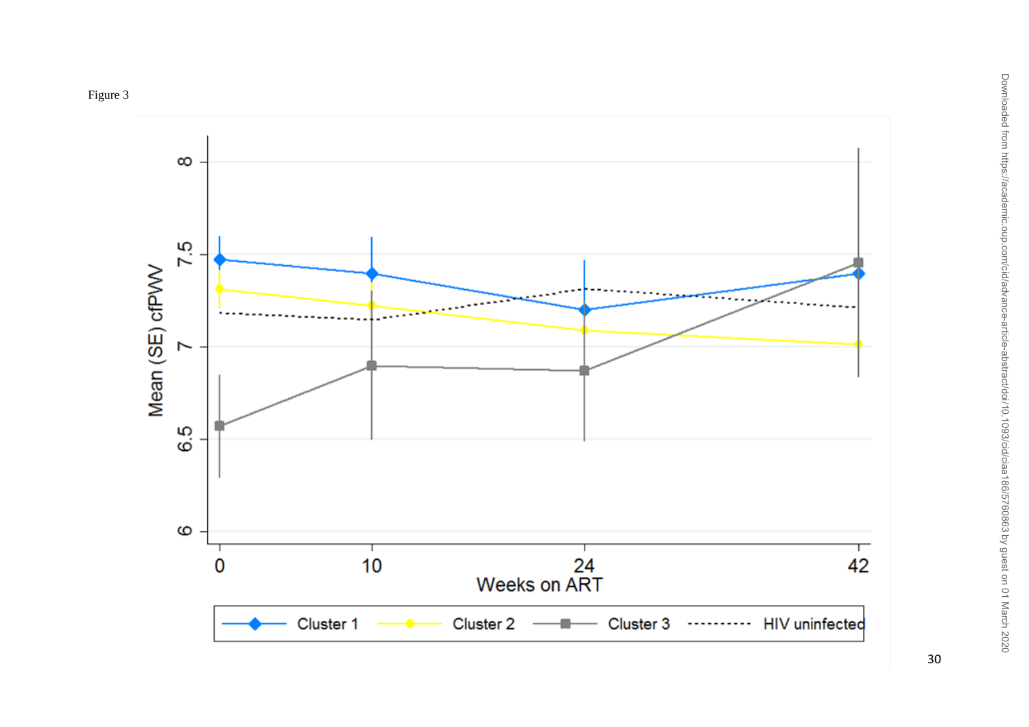Figure 3

Mean (SE) cfPWV

8
7.5
7
6.5
6

0
10
24
42

Weeks on ART

Cluster 1
Cluster 2
Cluster 3
HIV uninfected